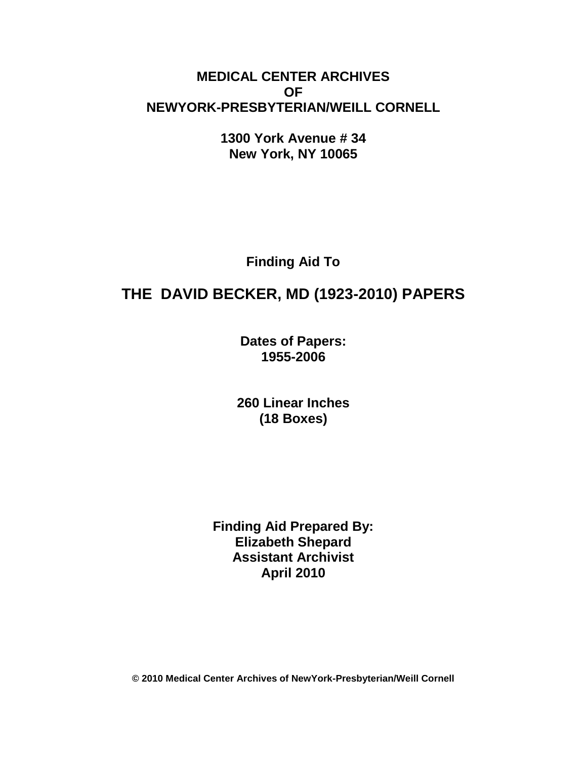**MEDICAL CENTER ARCHIVES**
**OF**
**NEWYORK-PRESBYTERIAN/WEILL CORNELL**

**1300 York Avenue # 34**
**New York, NY 10065**

**Finding Aid To**

# THE DAVID BECKER, MD (1923-2010) PAPERS

**Dates of Papers:**
**1955-2006**

**260 Linear Inches**
**(18 Boxes)**

**Finding Aid Prepared By:**
**Elizabeth Shepard**
**Assistant Archivist**
**April 2010**

**© 2010 Medical Center Archives of NewYork-Presbyterian/Weill Cornell**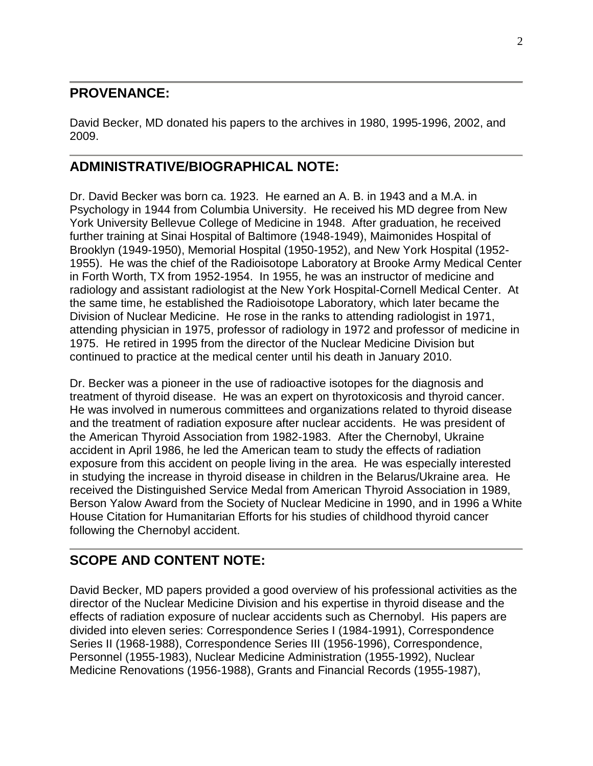## PROVENANCE:

David Becker, MD donated his papers to the archives in 1980, 1995-1996, 2002, and 2009.

## ADMINISTRATIVE/BIOGRAPHICAL NOTE:

Dr. David Becker was born ca. 1923. He earned an A. B. in 1943 and a M.A. in Psychology in 1944 from Columbia University. He received his MD degree from New York University Bellevue College of Medicine in 1948. After graduation, he received further training at Sinai Hospital of Baltimore (1948-1949), Maimonides Hospital of Brooklyn (1949-1950), Memorial Hospital (1950-1952), and New York Hospital (1952-1955). He was the chief of the Radioisotope Laboratory at Brooke Army Medical Center in Forth Worth, TX from 1952-1954. In 1955, he was an instructor of medicine and radiology and assistant radiologist at the New York Hospital-Cornell Medical Center. At the same time, he established the Radioisotope Laboratory, which later became the Division of Nuclear Medicine. He rose in the ranks to attending radiologist in 1971, attending physician in 1975, professor of radiology in 1972 and professor of medicine in 1975. He retired in 1995 from the director of the Nuclear Medicine Division but continued to practice at the medical center until his death in January 2010.

Dr. Becker was a pioneer in the use of radioactive isotopes for the diagnosis and treatment of thyroid disease. He was an expert on thyrotoxicosis and thyroid cancer. He was involved in numerous committees and organizations related to thyroid disease and the treatment of radiation exposure after nuclear accidents. He was president of the American Thyroid Association from 1982-1983. After the Chernobyl, Ukraine accident in April 1986, he led the American team to study the effects of radiation exposure from this accident on people living in the area. He was especially interested in studying the increase in thyroid disease in children in the Belarus/Ukraine area. He received the Distinguished Service Medal from American Thyroid Association in 1989, Berson Yalow Award from the Society of Nuclear Medicine in 1990, and in 1996 a White House Citation for Humanitarian Efforts for his studies of childhood thyroid cancer following the Chernobyl accident.

## SCOPE AND CONTENT NOTE:

David Becker, MD papers provided a good overview of his professional activities as the director of the Nuclear Medicine Division and his expertise in thyroid disease and the effects of radiation exposure of nuclear accidents such as Chernobyl. His papers are divided into eleven series: Correspondence Series I (1984-1991), Correspondence Series II (1968-1988), Correspondence Series III (1956-1996), Correspondence, Personnel (1955-1983), Nuclear Medicine Administration (1955-1992), Nuclear Medicine Renovations (1956-1988), Grants and Financial Records (1955-1987),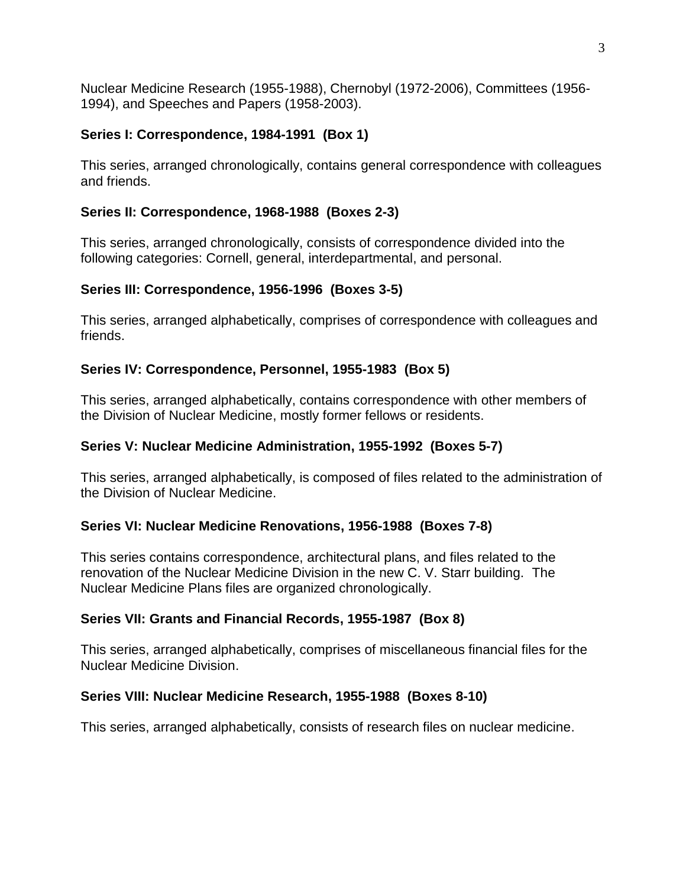Nuclear Medicine Research (1955-1988), Chernobyl (1972-2006), Committees (1956-1994), and Speeches and Papers (1958-2003).

**Series I: Correspondence, 1984-1991 (Box 1)**

This series, arranged chronologically, contains general correspondence with colleagues and friends.

**Series II: Correspondence, 1968-1988 (Boxes 2-3)**

This series, arranged chronologically, consists of correspondence divided into the following categories: Cornell, general, interdepartmental, and personal.

**Series III: Correspondence, 1956-1996 (Boxes 3-5)**

This series, arranged alphabetically, comprises of correspondence with colleagues and friends.

**Series IV: Correspondence, Personnel, 1955-1983 (Box 5)**

This series, arranged alphabetically, contains correspondence with other members of the Division of Nuclear Medicine, mostly former fellows or residents.

**Series V: Nuclear Medicine Administration, 1955-1992 (Boxes 5-7)**

This series, arranged alphabetically, is composed of files related to the administration of the Division of Nuclear Medicine.

**Series VI: Nuclear Medicine Renovations, 1956-1988 (Boxes 7-8)**

This series contains correspondence, architectural plans, and files related to the renovation of the Nuclear Medicine Division in the new C. V. Starr building. The Nuclear Medicine Plans files are organized chronologically.

**Series VII: Grants and Financial Records, 1955-1987 (Box 8)**

This series, arranged alphabetically, comprises of miscellaneous financial files for the Nuclear Medicine Division.

**Series VIII: Nuclear Medicine Research, 1955-1988 (Boxes 8-10)**

This series, arranged alphabetically, consists of research files on nuclear medicine.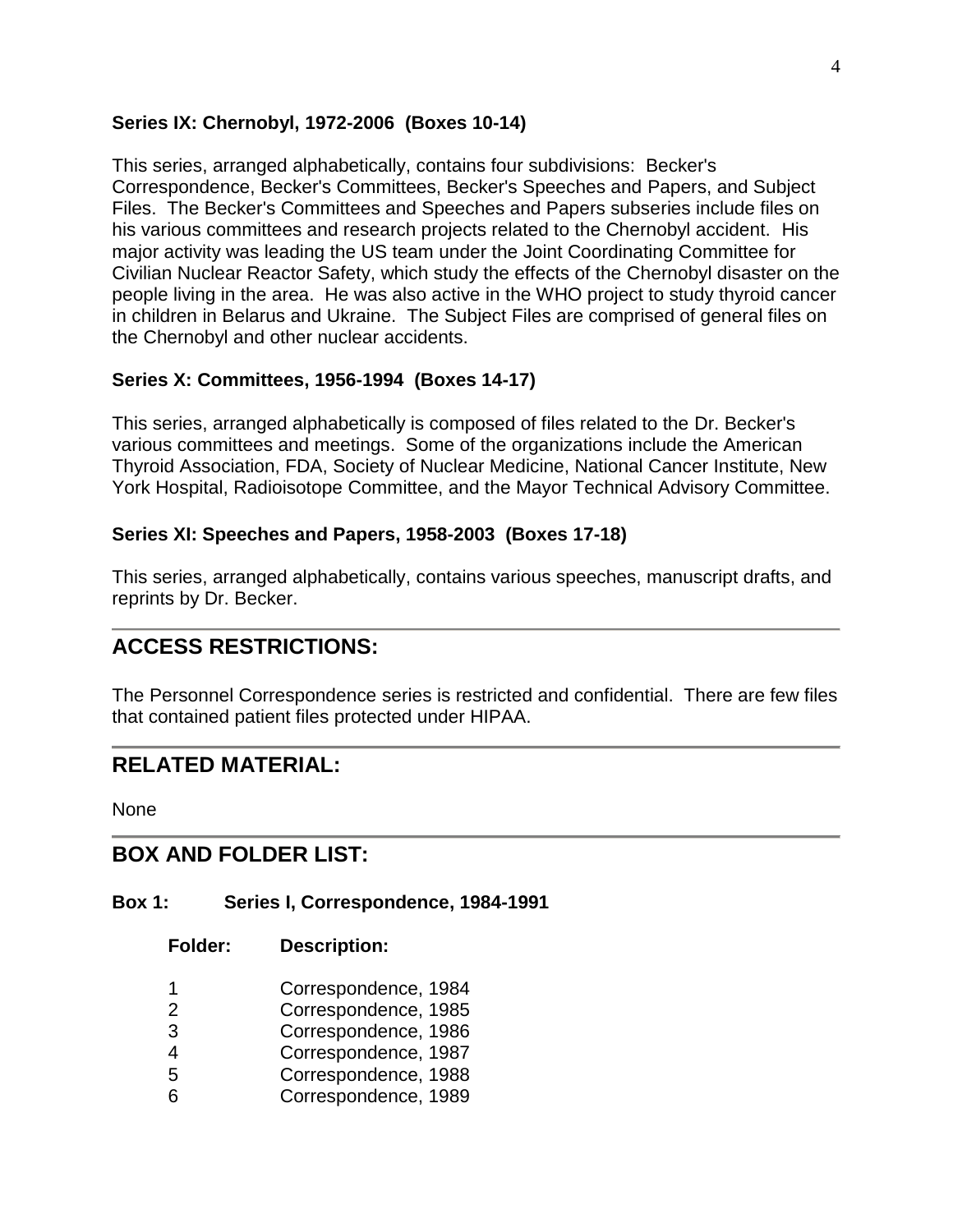**Series IX: Chernobyl, 1972-2006 (Boxes 10-14)**

This series, arranged alphabetically, contains four subdivisions: Becker's Correspondence, Becker's Committees, Becker's Speeches and Papers, and Subject Files. The Becker's Committees and Speeches and Papers subseries include files on his various committees and research projects related to the Chernobyl accident. His major activity was leading the US team under the Joint Coordinating Committee for Civilian Nuclear Reactor Safety, which study the effects of the Chernobyl disaster on the people living in the area. He was also active in the WHO project to study thyroid cancer in children in Belarus and Ukraine. The Subject Files are comprised of general files on the Chernobyl and other nuclear accidents.

**Series X: Committees, 1956-1994 (Boxes 14-17)**

This series, arranged alphabetically is composed of files related to the Dr. Becker's various committees and meetings. Some of the organizations include the American Thyroid Association, FDA, Society of Nuclear Medicine, National Cancer Institute, New York Hospital, Radioisotope Committee, and the Mayor Technical Advisory Committee.

**Series XI: Speeches and Papers, 1958-2003 (Boxes 17-18)**

This series, arranged alphabetically, contains various speeches, manuscript drafts, and reprints by Dr. Becker.

## ACCESS RESTRICTIONS:

The Personnel Correspondence series is restricted and confidential. There are few files that contained patient files protected under HIPAA.

## RELATED MATERIAL:

None

## BOX AND FOLDER LIST:

**Box 1: Series I, Correspondence, 1984-1991**

| Folder: | Description: |
|---|---|
| 1 | Correspondence, 1984 |
| 2 | Correspondence, 1985 |
| 3 | Correspondence, 1986 |
| 4 | Correspondence, 1987 |
| 5 | Correspondence, 1988 |
| 6 | Correspondence, 1989 |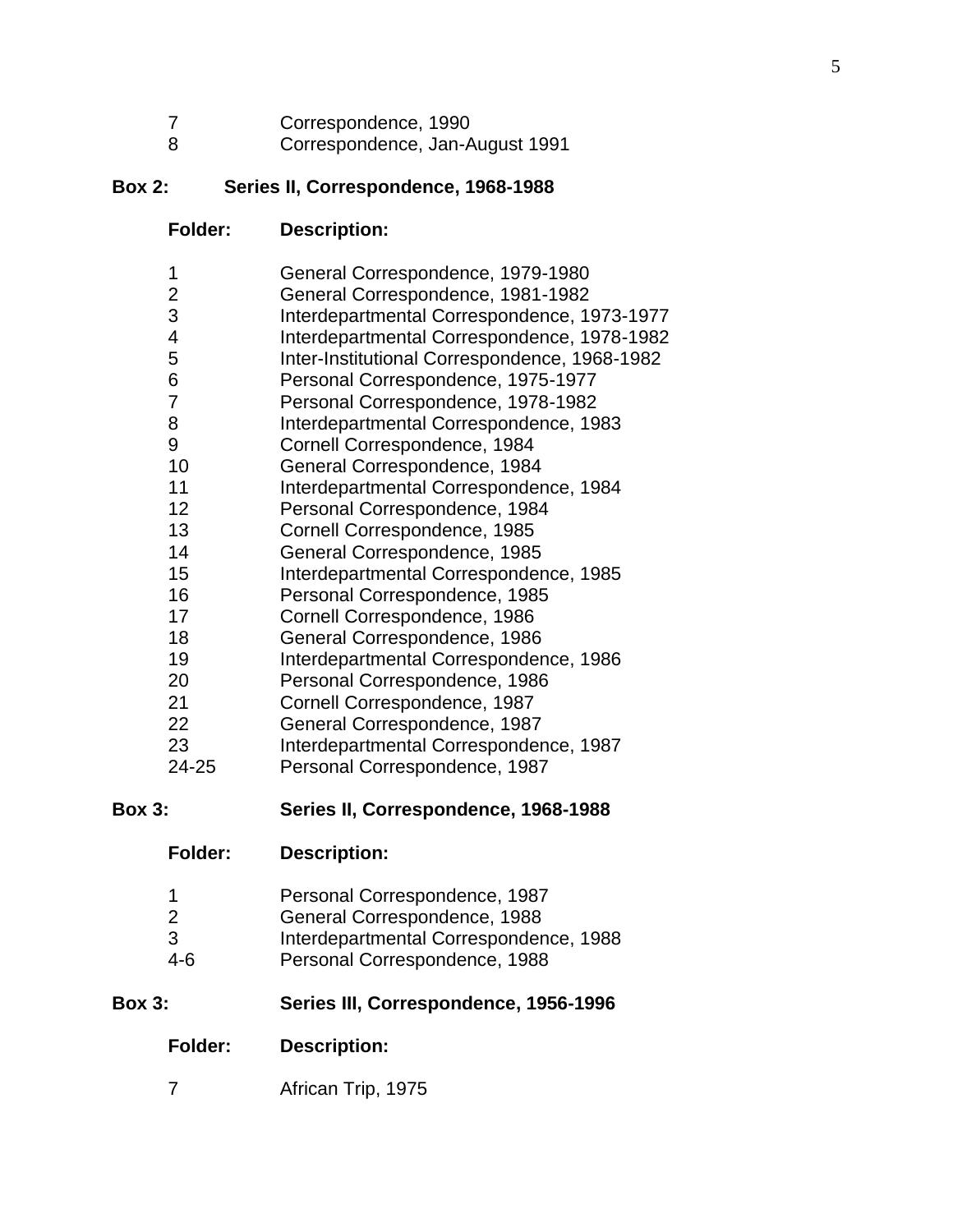| Folder | Description |
|---|---|
| 7 | Correspondence, 1990 |
| 8 | Correspondence, Jan-August 1991 |

**Box 2: Series II, Correspondence, 1968-1988**

| Folder: | Description: |
|---|---|
| 1 | General Correspondence, 1979-1980 |
| 2 | General Correspondence, 1981-1982 |
| 3 | Interdepartmental Correspondence, 1973-1977 |
| 4 | Interdepartmental Correspondence, 1978-1982 |
| 5 | Inter-Institutional Correspondence, 1968-1982 |
| 6 | Personal Correspondence, 1975-1977 |
| 7 | Personal Correspondence, 1978-1982 |
| 8 | Interdepartmental Correspondence, 1983 |
| 9 | Cornell Correspondence, 1984 |
| 10 | General Correspondence, 1984 |
| 11 | Interdepartmental Correspondence, 1984 |
| 12 | Personal Correspondence, 1984 |
| 13 | Cornell Correspondence, 1985 |
| 14 | General Correspondence, 1985 |
| 15 | Interdepartmental Correspondence, 1985 |
| 16 | Personal Correspondence, 1985 |
| 17 | Cornell Correspondence, 1986 |
| 18 | General Correspondence, 1986 |
| 19 | Interdepartmental Correspondence, 1986 |
| 20 | Personal Correspondence, 1986 |
| 21 | Cornell Correspondence, 1987 |
| 22 | General Correspondence, 1987 |
| 23 | Interdepartmental Correspondence, 1987 |
| 24-25 | Personal Correspondence, 1987 |

**Box 3: Series II, Correspondence, 1968-1988**

| Folder: | Description: |
|---|---|
| 1 | Personal Correspondence, 1987 |
| 2 | General Correspondence, 1988 |
| 3 | Interdepartmental Correspondence, 1988 |
| 4-6 | Personal Correspondence, 1988 |

**Box 3: Series III, Correspondence, 1956-1996**

| Folder: | Description: |
|---|---|
| 7 | African Trip, 1975 |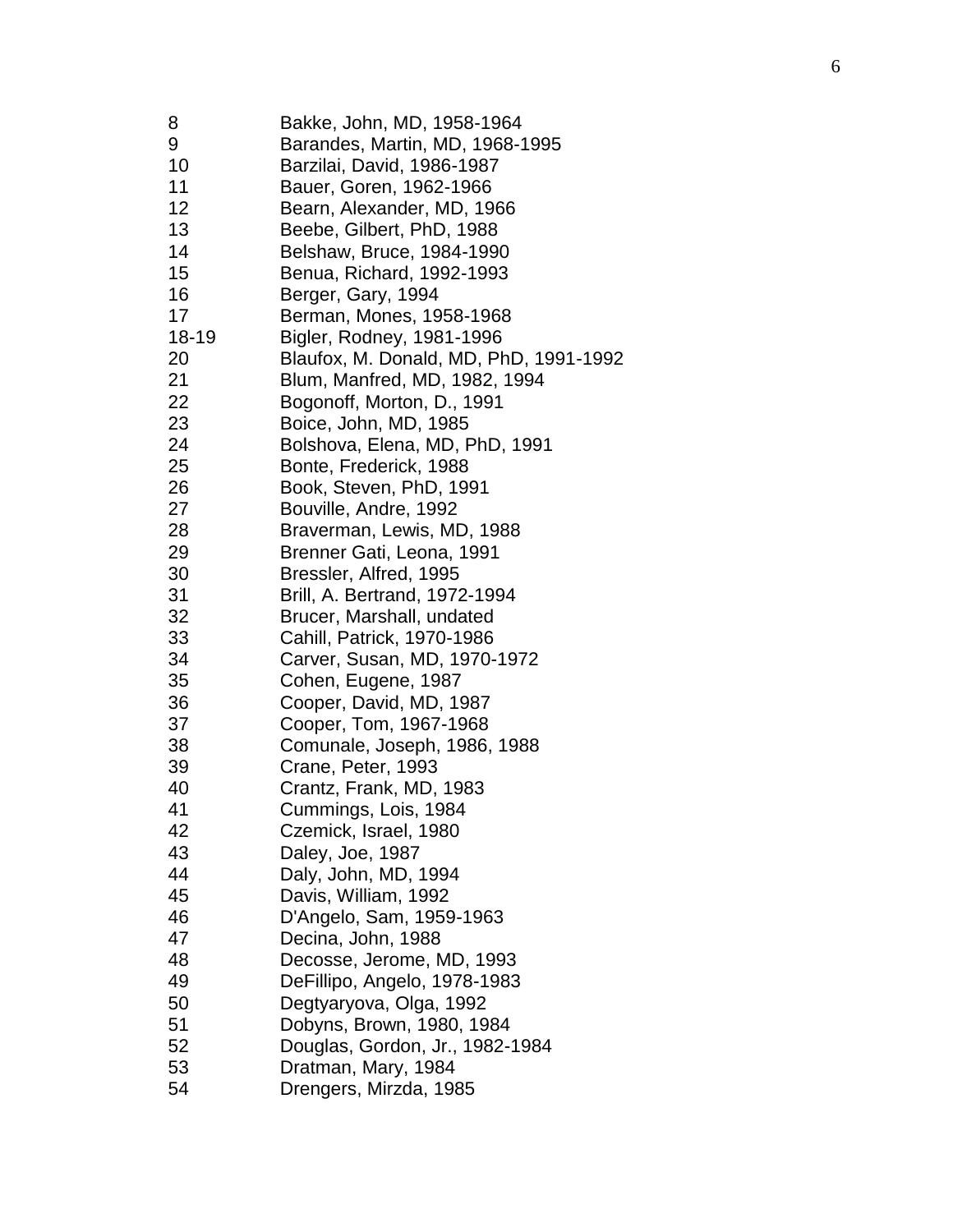| | |
|---|---|
| 8 | Bakke, John, MD, 1958-1964 |
| 9 | Barandes, Martin, MD, 1968-1995 |
| 10 | Barzilai, David, 1986-1987 |
| 11 | Bauer, Goren, 1962-1966 |
| 12 | Bearn, Alexander, MD, 1966 |
| 13 | Beebe, Gilbert, PhD, 1988 |
| 14 | Belshaw, Bruce, 1984-1990 |
| 15 | Benua, Richard, 1992-1993 |
| 16 | Berger, Gary, 1994 |
| 17 | Berman, Mones, 1958-1968 |
| 18-19 | Bigler, Rodney, 1981-1996 |
| 20 | Blaufox, M. Donald, MD, PhD, 1991-1992 |
| 21 | Blum, Manfred, MD, 1982, 1994 |
| 22 | Bogonoff, Morton, D., 1991 |
| 23 | Boice, John, MD, 1985 |
| 24 | Bolshova, Elena, MD, PhD, 1991 |
| 25 | Bonte, Frederick, 1988 |
| 26 | Book, Steven, PhD, 1991 |
| 27 | Bouville, Andre, 1992 |
| 28 | Braverman, Lewis, MD, 1988 |
| 29 | Brenner Gati, Leona, 1991 |
| 30 | Bressler, Alfred, 1995 |
| 31 | Brill, A. Bertrand, 1972-1994 |
| 32 | Brucer, Marshall, undated |
| 33 | Cahill, Patrick, 1970-1986 |
| 34 | Carver, Susan, MD, 1970-1972 |
| 35 | Cohen, Eugene, 1987 |
| 36 | Cooper, David, MD, 1987 |
| 37 | Cooper, Tom, 1967-1968 |
| 38 | Comunale, Joseph, 1986, 1988 |
| 39 | Crane, Peter, 1993 |
| 40 | Crantz, Frank, MD, 1983 |
| 41 | Cummings, Lois, 1984 |
| 42 | Czemick, Israel, 1980 |
| 43 | Daley, Joe, 1987 |
| 44 | Daly, John, MD, 1994 |
| 45 | Davis, William, 1992 |
| 46 | D'Angelo, Sam, 1959-1963 |
| 47 | Decina, John, 1988 |
| 48 | Decosse, Jerome, MD, 1993 |
| 49 | DeFillipo, Angelo, 1978-1983 |
| 50 | Degtyaryova, Olga, 1992 |
| 51 | Dobyns, Brown, 1980, 1984 |
| 52 | Douglas, Gordon, Jr., 1982-1984 |
| 53 | Dratman, Mary, 1984 |
| 54 | Drengers, Mirzda, 1985 |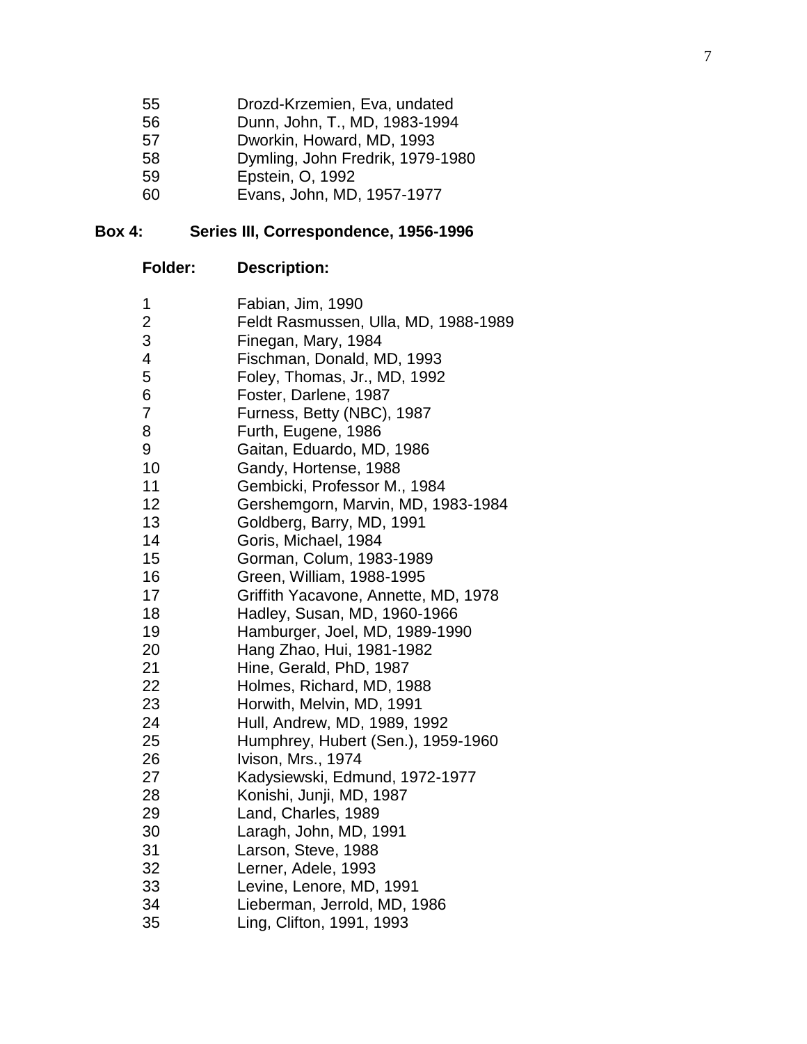| | |
|---|---|
| 55 | Drozd-Krzemien, Eva, undated |
| 56 | Dunn, John, T., MD, 1983-1994 |
| 57 | Dworkin, Howard, MD, 1993 |
| 58 | Dymling, John Fredrik, 1979-1980 |
| 59 | Epstein, O, 1992 |
| 60 | Evans, John, MD, 1957-1977 |

**Box 4: Series III, Correspondence, 1956-1996**

| Folder: | Description: |
|---|---|
| 1 | Fabian, Jim, 1990 |
| 2 | Feldt Rasmussen, Ulla, MD, 1988-1989 |
| 3 | Finegan, Mary, 1984 |
| 4 | Fischman, Donald, MD, 1993 |
| 5 | Foley, Thomas, Jr., MD, 1992 |
| 6 | Foster, Darlene, 1987 |
| 7 | Furness, Betty (NBC), 1987 |
| 8 | Furth, Eugene, 1986 |
| 9 | Gaitan, Eduardo, MD, 1986 |
| 10 | Gandy, Hortense, 1988 |
| 11 | Gembicki, Professor M., 1984 |
| 12 | Gershemgorn, Marvin, MD, 1983-1984 |
| 13 | Goldberg, Barry, MD, 1991 |
| 14 | Goris, Michael, 1984 |
| 15 | Gorman, Colum, 1983-1989 |
| 16 | Green, William, 1988-1995 |
| 17 | Griffith Yacavone, Annette, MD, 1978 |
| 18 | Hadley, Susan, MD, 1960-1966 |
| 19 | Hamburger, Joel, MD, 1989-1990 |
| 20 | Hang Zhao, Hui, 1981-1982 |
| 21 | Hine, Gerald, PhD, 1987 |
| 22 | Holmes, Richard, MD, 1988 |
| 23 | Horwith, Melvin, MD, 1991 |
| 24 | Hull, Andrew, MD, 1989, 1992 |
| 25 | Humphrey, Hubert (Sen.), 1959-1960 |
| 26 | Ivison, Mrs., 1974 |
| 27 | Kadysiewski, Edmund, 1972-1977 |
| 28 | Konishi, Junji, MD, 1987 |
| 29 | Land, Charles, 1989 |
| 30 | Laragh, John, MD, 1991 |
| 31 | Larson, Steve, 1988 |
| 32 | Lerner, Adele, 1993 |
| 33 | Levine, Lenore, MD, 1991 |
| 34 | Lieberman, Jerrold, MD, 1986 |
| 35 | Ling, Clifton, 1991, 1993 |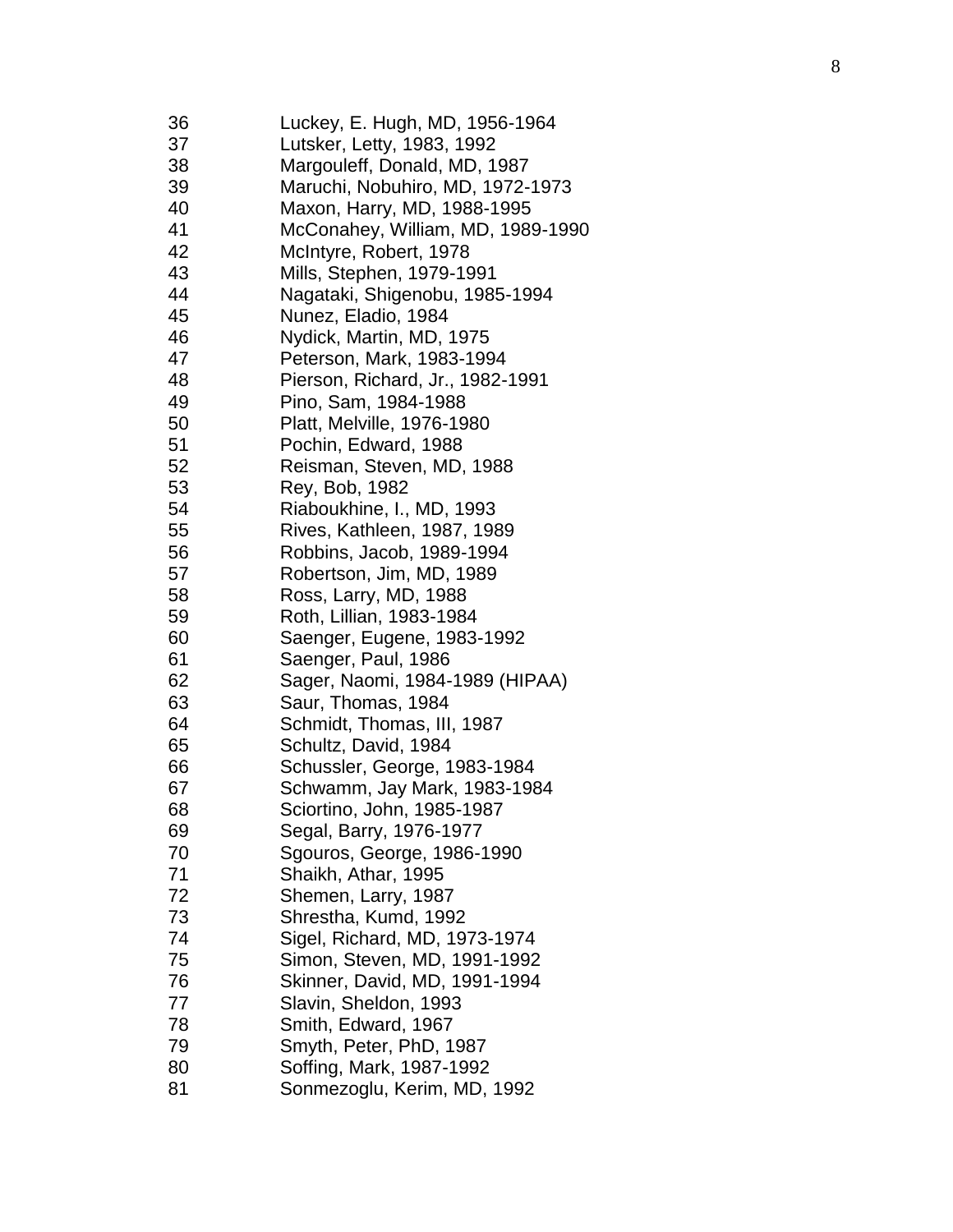| | |
|---|---|
| 36 | Luckey, E. Hugh, MD, 1956-1964 |
| 37 | Lutsker, Letty, 1983, 1992 |
| 38 | Margouleff, Donald, MD, 1987 |
| 39 | Maruchi, Nobuhiro, MD, 1972-1973 |
| 40 | Maxon, Harry, MD, 1988-1995 |
| 41 | McConahey, William, MD, 1989-1990 |
| 42 | McIntyre, Robert, 1978 |
| 43 | Mills, Stephen, 1979-1991 |
| 44 | Nagataki, Shigenobu, 1985-1994 |
| 45 | Nunez, Eladio, 1984 |
| 46 | Nydick, Martin, MD, 1975 |
| 47 | Peterson, Mark, 1983-1994 |
| 48 | Pierson, Richard, Jr., 1982-1991 |
| 49 | Pino, Sam, 1984-1988 |
| 50 | Platt, Melville, 1976-1980 |
| 51 | Pochin, Edward, 1988 |
| 52 | Reisman, Steven, MD, 1988 |
| 53 | Rey, Bob, 1982 |
| 54 | Riaboukhine, I., MD, 1993 |
| 55 | Rives, Kathleen, 1987, 1989 |
| 56 | Robbins, Jacob, 1989-1994 |
| 57 | Robertson, Jim, MD, 1989 |
| 58 | Ross, Larry, MD, 1988 |
| 59 | Roth, Lillian, 1983-1984 |
| 60 | Saenger, Eugene, 1983-1992 |
| 61 | Saenger, Paul, 1986 |
| 62 | Sager, Naomi, 1984-1989 (HIPAA) |
| 63 | Saur, Thomas, 1984 |
| 64 | Schmidt, Thomas, III, 1987 |
| 65 | Schultz, David, 1984 |
| 66 | Schussler, George, 1983-1984 |
| 67 | Schwamm, Jay Mark, 1983-1984 |
| 68 | Sciortino, John, 1985-1987 |
| 69 | Segal, Barry, 1976-1977 |
| 70 | Sgouros, George, 1986-1990 |
| 71 | Shaikh, Athar, 1995 |
| 72 | Shemen, Larry, 1987 |
| 73 | Shrestha, Kumd, 1992 |
| 74 | Sigel, Richard, MD, 1973-1974 |
| 75 | Simon, Steven, MD, 1991-1992 |
| 76 | Skinner, David, MD, 1991-1994 |
| 77 | Slavin, Sheldon, 1993 |
| 78 | Smith, Edward, 1967 |
| 79 | Smyth, Peter, PhD, 1987 |
| 80 | Soffing, Mark, 1987-1992 |
| 81 | Sonmezoglu, Kerim, MD, 1992 |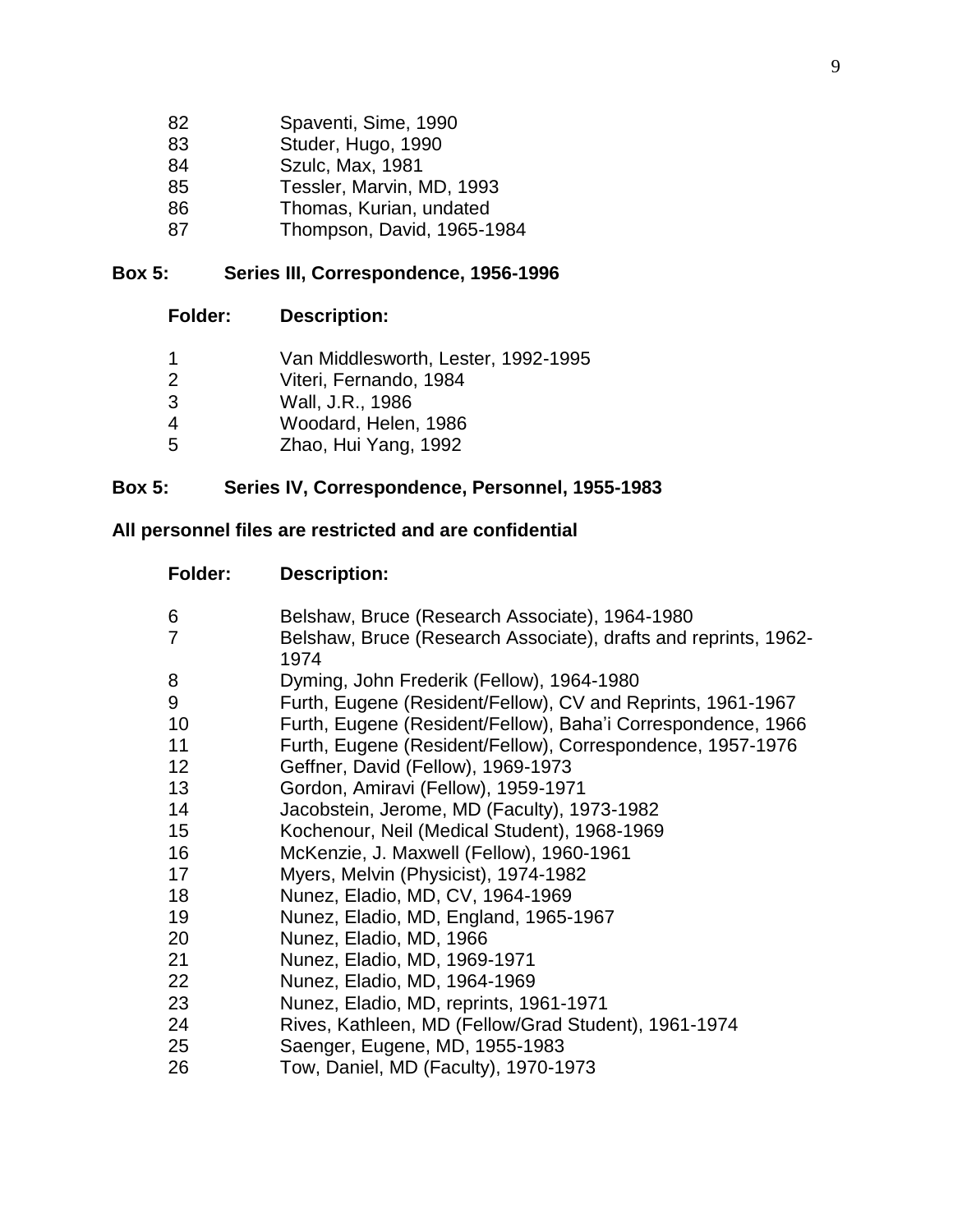| Folder | Description |
|---|---|
| 82 | Spaventi, Sime, 1990 |
| 83 | Studer, Hugo, 1990 |
| 84 | Szulc, Max, 1981 |
| 85 | Tessler, Marvin, MD, 1993 |
| 86 | Thomas, Kurian, undated |
| 87 | Thompson, David, 1965-1984 |

**Box 5: Series III, Correspondence, 1956-1996**

| Folder: | Description: |
|---|---|
| 1 | Van Middlesworth, Lester, 1992-1995 |
| 2 | Viteri, Fernando, 1984 |
| 3 | Wall, J.R., 1986 |
| 4 | Woodard, Helen, 1986 |
| 5 | Zhao, Hui Yang, 1992 |

**Box 5: Series IV, Correspondence, Personnel, 1955-1983**

**All personnel files are restricted and are confidential**

| Folder: | Description: |
|---|---|
| 6 | Belshaw, Bruce (Research Associate), 1964-1980 |
| 7 | Belshaw, Bruce (Research Associate), drafts and reprints, 1962-1974 |
| 8 | Dyming, John Frederik (Fellow), 1964-1980 |
| 9 | Furth, Eugene (Resident/Fellow), CV and Reprints, 1961-1967 |
| 10 | Furth, Eugene (Resident/Fellow), Baha'i Correspondence, 1966 |
| 11 | Furth, Eugene (Resident/Fellow), Correspondence, 1957-1976 |
| 12 | Geffner, David (Fellow), 1969-1973 |
| 13 | Gordon, Amiravi (Fellow), 1959-1971 |
| 14 | Jacobstein, Jerome, MD (Faculty), 1973-1982 |
| 15 | Kochenour, Neil (Medical Student), 1968-1969 |
| 16 | McKenzie, J. Maxwell (Fellow), 1960-1961 |
| 17 | Myers, Melvin (Physicist), 1974-1982 |
| 18 | Nunez, Eladio, MD, CV, 1964-1969 |
| 19 | Nunez, Eladio, MD, England, 1965-1967 |
| 20 | Nunez, Eladio, MD, 1966 |
| 21 | Nunez, Eladio, MD, 1969-1971 |
| 22 | Nunez, Eladio, MD, 1964-1969 |
| 23 | Nunez, Eladio, MD, reprints, 1961-1971 |
| 24 | Rives, Kathleen, MD (Fellow/Grad Student), 1961-1974 |
| 25 | Saenger, Eugene, MD, 1955-1983 |
| 26 | Tow, Daniel, MD (Faculty), 1970-1973 |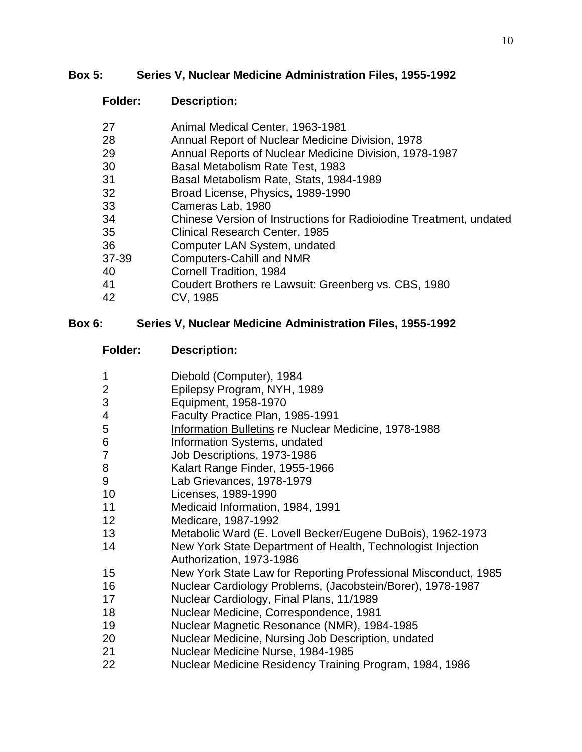**Box 5: Series V, Nuclear Medicine Administration Files, 1955-1992**

| Folder: | Description: |
|---|---|
| 27 | Animal Medical Center, 1963-1981 |
| 28 | Annual Report of Nuclear Medicine Division, 1978 |
| 29 | Annual Reports of Nuclear Medicine Division, 1978-1987 |
| 30 | Basal Metabolism Rate Test, 1983 |
| 31 | Basal Metabolism Rate, Stats, 1984-1989 |
| 32 | Broad License, Physics, 1989-1990 |
| 33 | Cameras Lab, 1980 |
| 34 | Chinese Version of Instructions for Radioiodine Treatment, undated |
| 35 | Clinical Research Center, 1985 |
| 36 | Computer LAN System, undated |
| 37-39 | Computers-Cahill and NMR |
| 40 | Cornell Tradition, 1984 |
| 41 | Coudert Brothers re Lawsuit: Greenberg vs. CBS, 1980 |
| 42 | CV, 1985 |

**Box 6: Series V, Nuclear Medicine Administration Files, 1955-1992**

| Folder: | Description: |
|---|---|
| 1 | Diebold (Computer), 1984 |
| 2 | Epilepsy Program, NYH, 1989 |
| 3 | Equipment, 1958-1970 |
| 4 | Faculty Practice Plan, 1985-1991 |
| 5 | Information Bulletins re Nuclear Medicine, 1978-1988 |
| 6 | Information Systems, undated |
| 7 | Job Descriptions, 1973-1986 |
| 8 | Kalart Range Finder, 1955-1966 |
| 9 | Lab Grievances, 1978-1979 |
| 10 | Licenses, 1989-1990 |
| 11 | Medicaid Information, 1984, 1991 |
| 12 | Medicare, 1987-1992 |
| 13 | Metabolic Ward (E. Lovell Becker/Eugene DuBois), 1962-1973 |
| 14 | New York State Department of Health, Technologist Injection Authorization, 1973-1986 |
| 15 | New York State Law for Reporting Professional Misconduct, 1985 |
| 16 | Nuclear Cardiology Problems, (Jacobstein/Borer), 1978-1987 |
| 17 | Nuclear Cardiology, Final Plans, 11/1989 |
| 18 | Nuclear Medicine, Correspondence, 1981 |
| 19 | Nuclear Magnetic Resonance (NMR), 1984-1985 |
| 20 | Nuclear Medicine, Nursing Job Description, undated |
| 21 | Nuclear Medicine Nurse, 1984-1985 |
| 22 | Nuclear Medicine Residency Training Program, 1984, 1986 |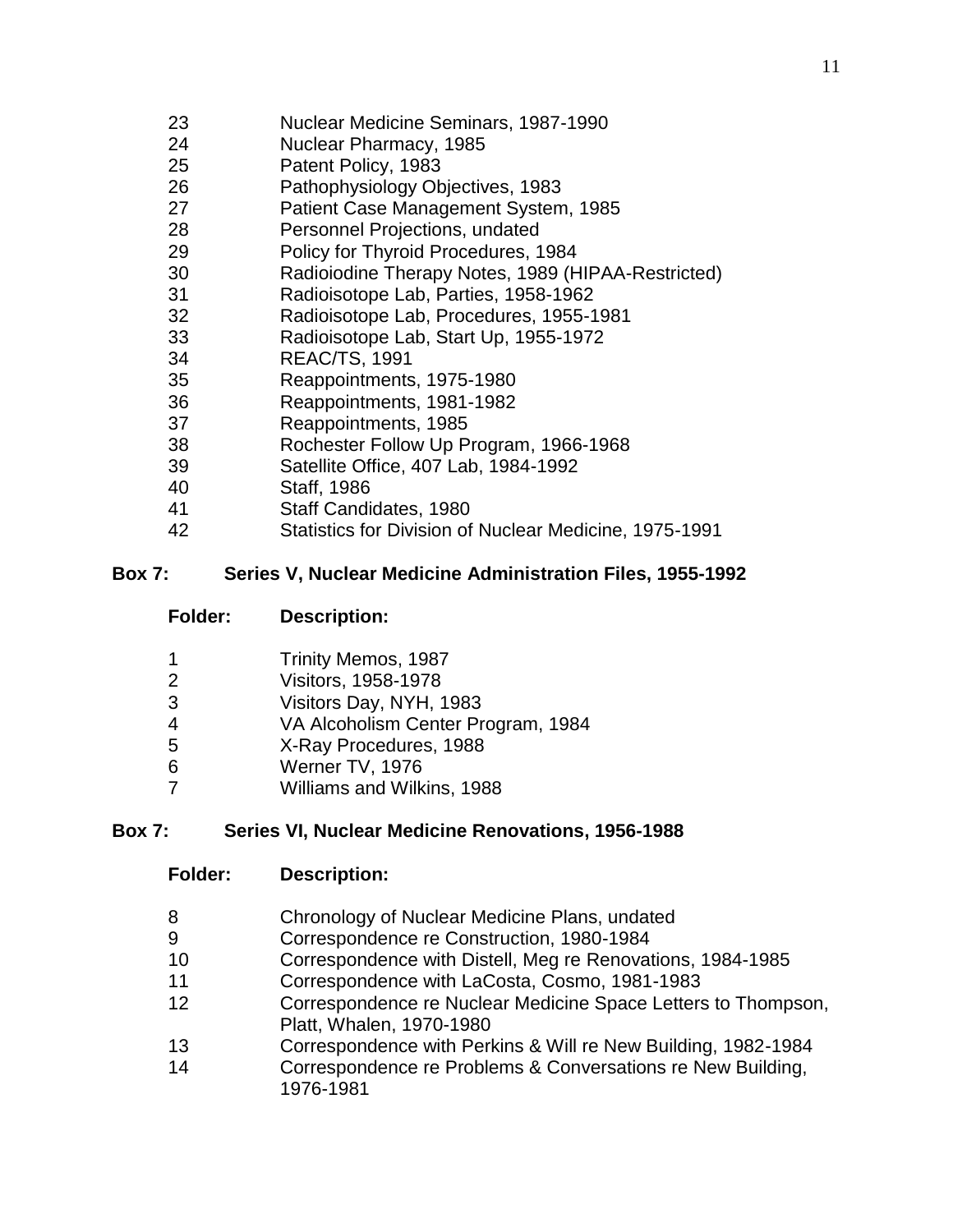| | |
|---|---|
| 23 | Nuclear Medicine Seminars, 1987-1990 |
| 24 | Nuclear Pharmacy, 1985 |
| 25 | Patent Policy, 1983 |
| 26 | Pathophysiology Objectives, 1983 |
| 27 | Patient Case Management System, 1985 |
| 28 | Personnel Projections, undated |
| 29 | Policy for Thyroid Procedures, 1984 |
| 30 | Radioiodine Therapy Notes, 1989 (HIPAA-Restricted) |
| 31 | Radioisotope Lab, Parties, 1958-1962 |
| 32 | Radioisotope Lab, Procedures, 1955-1981 |
| 33 | Radioisotope Lab, Start Up, 1955-1972 |
| 34 | REAC/TS, 1991 |
| 35 | Reappointments, 1975-1980 |
| 36 | Reappointments, 1981-1982 |
| 37 | Reappointments, 1985 |
| 38 | Rochester Follow Up Program, 1966-1968 |
| 39 | Satellite Office, 407 Lab, 1984-1992 |
| 40 | Staff, 1986 |
| 41 | Staff Candidates, 1980 |
| 42 | Statistics for Division of Nuclear Medicine, 1975-1991 |

**Box 7: Series V, Nuclear Medicine Administration Files, 1955-1992**

| Folder: | Description: |
|---|---|
| 1 | Trinity Memos, 1987 |
| 2 | Visitors, 1958-1978 |
| 3 | Visitors Day, NYH, 1983 |
| 4 | VA Alcoholism Center Program, 1984 |
| 5 | X-Ray Procedures, 1988 |
| 6 | Werner TV, 1976 |
| 7 | Williams and Wilkins, 1988 |

**Box 7: Series VI, Nuclear Medicine Renovations, 1956-1988**

| Folder: | Description: |
|---|---|
| 8 | Chronology of Nuclear Medicine Plans, undated |
| 9 | Correspondence re Construction, 1980-1984 |
| 10 | Correspondence with Distell, Meg re Renovations, 1984-1985 |
| 11 | Correspondence with LaCosta, Cosmo, 1981-1983 |
| 12 | Correspondence re Nuclear Medicine Space Letters to Thompson, Platt, Whalen, 1970-1980 |
| 13 | Correspondence with Perkins & Will re New Building, 1982-1984 |
| 14 | Correspondence re Problems & Conversations re New Building, 1976-1981 |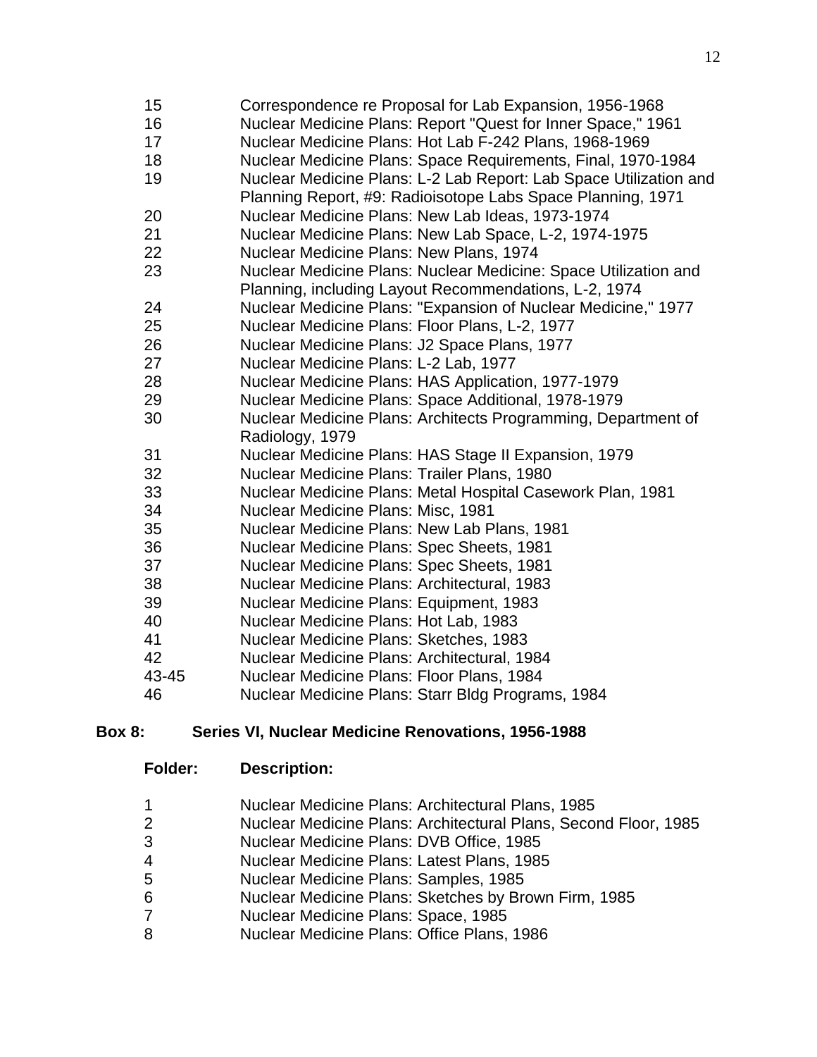| Folder | Description |
| --- | --- |
| 15 | Correspondence re Proposal for Lab Expansion, 1956-1968 |
| 16 | Nuclear Medicine Plans: Report "Quest for Inner Space," 1961 |
| 17 | Nuclear Medicine Plans: Hot Lab F-242 Plans, 1968-1969 |
| 18 | Nuclear Medicine Plans: Space Requirements, Final, 1970-1984 |
| 19 | Nuclear Medicine Plans: L-2 Lab Report: Lab Space Utilization and Planning Report, #9: Radioisotope Labs Space Planning, 1971 |
| 20 | Nuclear Medicine Plans: New Lab Ideas, 1973-1974 |
| 21 | Nuclear Medicine Plans: New Lab Space, L-2, 1974-1975 |
| 22 | Nuclear Medicine Plans: New Plans, 1974 |
| 23 | Nuclear Medicine Plans: Nuclear Medicine: Space Utilization and Planning, including Layout Recommendations, L-2, 1974 |
| 24 | Nuclear Medicine Plans: "Expansion of Nuclear Medicine," 1977 |
| 25 | Nuclear Medicine Plans: Floor Plans, L-2, 1977 |
| 26 | Nuclear Medicine Plans: J2 Space Plans, 1977 |
| 27 | Nuclear Medicine Plans: L-2 Lab, 1977 |
| 28 | Nuclear Medicine Plans: HAS Application, 1977-1979 |
| 29 | Nuclear Medicine Plans: Space Additional, 1978-1979 |
| 30 | Nuclear Medicine Plans: Architects Programming, Department of Radiology, 1979 |
| 31 | Nuclear Medicine Plans: HAS Stage II Expansion, 1979 |
| 32 | Nuclear Medicine Plans: Trailer Plans, 1980 |
| 33 | Nuclear Medicine Plans: Metal Hospital Casework Plan, 1981 |
| 34 | Nuclear Medicine Plans: Misc, 1981 |
| 35 | Nuclear Medicine Plans: New Lab Plans, 1981 |
| 36 | Nuclear Medicine Plans: Spec Sheets, 1981 |
| 37 | Nuclear Medicine Plans: Spec Sheets, 1981 |
| 38 | Nuclear Medicine Plans: Architectural, 1983 |
| 39 | Nuclear Medicine Plans: Equipment, 1983 |
| 40 | Nuclear Medicine Plans: Hot Lab, 1983 |
| 41 | Nuclear Medicine Plans: Sketches, 1983 |
| 42 | Nuclear Medicine Plans: Architectural, 1984 |
| 43-45 | Nuclear Medicine Plans: Floor Plans, 1984 |
| 46 | Nuclear Medicine Plans: Starr Bldg Programs, 1984 |

**Box 8: Series VI, Nuclear Medicine Renovations, 1956-1988**

| **Folder:** | **Description:** |
| --- | --- |
| 1 | Nuclear Medicine Plans: Architectural Plans, 1985 |
| 2 | Nuclear Medicine Plans: Architectural Plans, Second Floor, 1985 |
| 3 | Nuclear Medicine Plans: DVB Office, 1985 |
| 4 | Nuclear Medicine Plans: Latest Plans, 1985 |
| 5 | Nuclear Medicine Plans: Samples, 1985 |
| 6 | Nuclear Medicine Plans: Sketches by Brown Firm, 1985 |
| 7 | Nuclear Medicine Plans: Space, 1985 |
| 8 | Nuclear Medicine Plans: Office Plans, 1986 |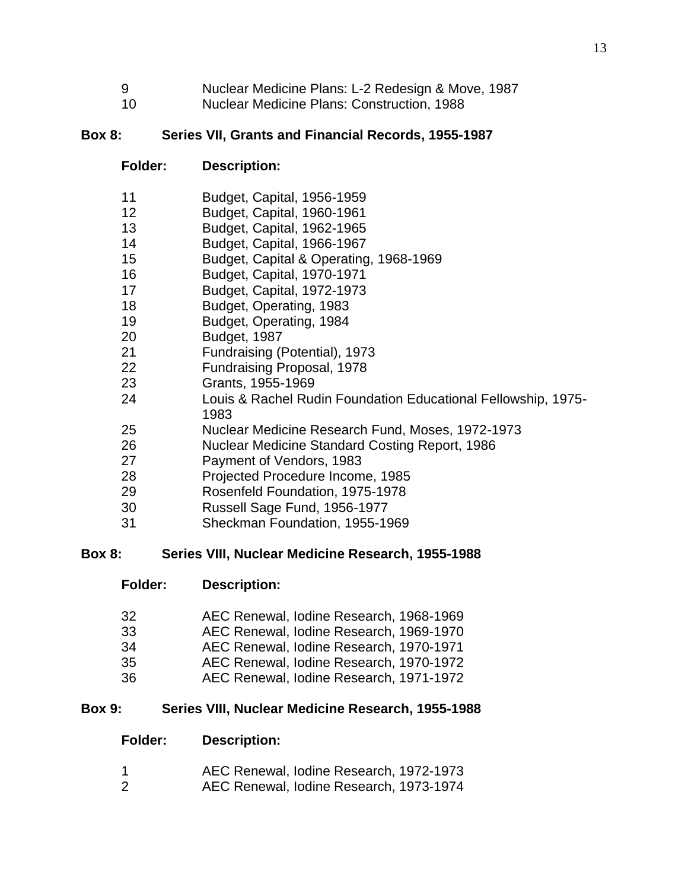| Folder: | Description: |
|---|---|
| 9 | Nuclear Medicine Plans: L-2 Redesign & Move, 1987 |
| 10 | Nuclear Medicine Plans: Construction, 1988 |

**Box 8: Series VII, Grants and Financial Records, 1955-1987**

| Folder: | Description: |
|---|---|
| 11 | Budget, Capital, 1956-1959 |
| 12 | Budget, Capital, 1960-1961 |
| 13 | Budget, Capital, 1962-1965 |
| 14 | Budget, Capital, 1966-1967 |
| 15 | Budget, Capital & Operating, 1968-1969 |
| 16 | Budget, Capital, 1970-1971 |
| 17 | Budget, Capital, 1972-1973 |
| 18 | Budget, Operating, 1983 |
| 19 | Budget, Operating, 1984 |
| 20 | Budget, 1987 |
| 21 | Fundraising (Potential), 1973 |
| 22 | Fundraising Proposal, 1978 |
| 23 | Grants, 1955-1969 |
| 24 | Louis & Rachel Rudin Foundation Educational Fellowship, 1975-1983 |
| 25 | Nuclear Medicine Research Fund, Moses, 1972-1973 |
| 26 | Nuclear Medicine Standard Costing Report, 1986 |
| 27 | Payment of Vendors, 1983 |
| 28 | Projected Procedure Income, 1985 |
| 29 | Rosenfeld Foundation, 1975-1978 |
| 30 | Russell Sage Fund, 1956-1977 |
| 31 | Sheckman Foundation, 1955-1969 |

**Box 8: Series VIII, Nuclear Medicine Research, 1955-1988**

| Folder: | Description: |
|---|---|
| 32 | AEC Renewal, Iodine Research, 1968-1969 |
| 33 | AEC Renewal, Iodine Research, 1969-1970 |
| 34 | AEC Renewal, Iodine Research, 1970-1971 |
| 35 | AEC Renewal, Iodine Research, 1970-1972 |
| 36 | AEC Renewal, Iodine Research, 1971-1972 |

**Box 9: Series VIII, Nuclear Medicine Research, 1955-1988**

| Folder: | Description: |
|---|---|
| 1 | AEC Renewal, Iodine Research, 1972-1973 |
| 2 | AEC Renewal, Iodine Research, 1973-1974 |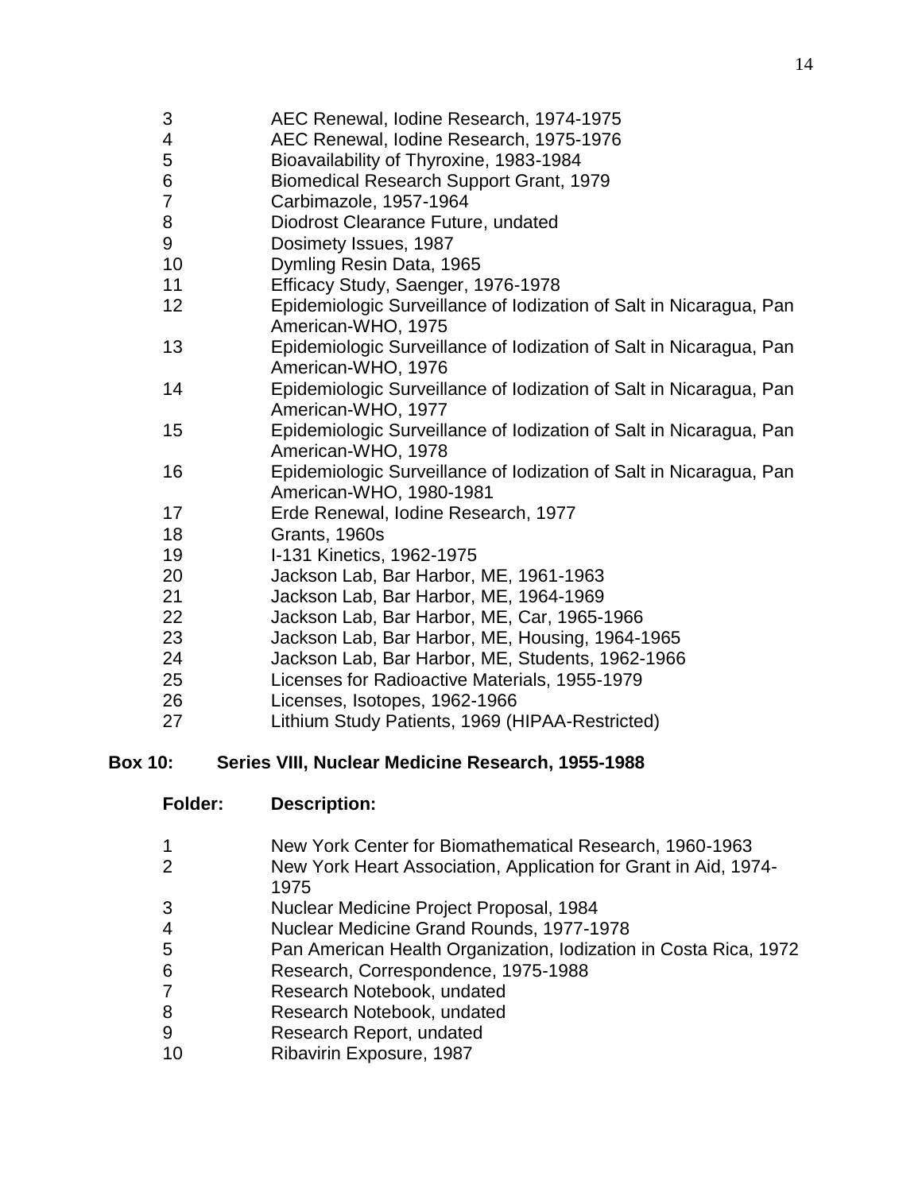| | |
|---|---|
| 3 | AEC Renewal, Iodine Research, 1974-1975 |
| 4 | AEC Renewal, Iodine Research, 1975-1976 |
| 5 | Bioavailability of Thyroxine, 1983-1984 |
| 6 | Biomedical Research Support Grant, 1979 |
| 7 | Carbimazole, 1957-1964 |
| 8 | Diodrost Clearance Future, undated |
| 9 | Dosimety Issues, 1987 |
| 10 | Dymling Resin Data, 1965 |
| 11 | Efficacy Study, Saenger, 1976-1978 |
| 12 | Epidemiologic Surveillance of Iodization of Salt in Nicaragua, Pan American-WHO, 1975 |
| 13 | Epidemiologic Surveillance of Iodization of Salt in Nicaragua, Pan American-WHO, 1976 |
| 14 | Epidemiologic Surveillance of Iodization of Salt in Nicaragua, Pan American-WHO, 1977 |
| 15 | Epidemiologic Surveillance of Iodization of Salt in Nicaragua, Pan American-WHO, 1978 |
| 16 | Epidemiologic Surveillance of Iodization of Salt in Nicaragua, Pan American-WHO, 1980-1981 |
| 17 | Erde Renewal, Iodine Research, 1977 |
| 18 | Grants, 1960s |
| 19 | I-131 Kinetics, 1962-1975 |
| 20 | Jackson Lab, Bar Harbor, ME, 1961-1963 |
| 21 | Jackson Lab, Bar Harbor, ME, 1964-1969 |
| 22 | Jackson Lab, Bar Harbor, ME, Car, 1965-1966 |
| 23 | Jackson Lab, Bar Harbor, ME, Housing, 1964-1965 |
| 24 | Jackson Lab, Bar Harbor, ME, Students, 1962-1966 |
| 25 | Licenses for Radioactive Materials, 1955-1979 |
| 26 | Licenses, Isotopes, 1962-1966 |
| 27 | Lithium Study Patients, 1969 (HIPAA-Restricted) |

**Box 10: Series VIII, Nuclear Medicine Research, 1955-1988**

| Folder: | Description: |
|---|---|
| 1 | New York Center for Biomathematical Research, 1960-1963 |
| 2 | New York Heart Association, Application for Grant in Aid, 1974-1975 |
| 3 | Nuclear Medicine Project Proposal, 1984 |
| 4 | Nuclear Medicine Grand Rounds, 1977-1978 |
| 5 | Pan American Health Organization, Iodization in Costa Rica, 1972 |
| 6 | Research, Correspondence, 1975-1988 |
| 7 | Research Notebook, undated |
| 8 | Research Notebook, undated |
| 9 | Research Report, undated |
| 10 | Ribavirin Exposure, 1987 |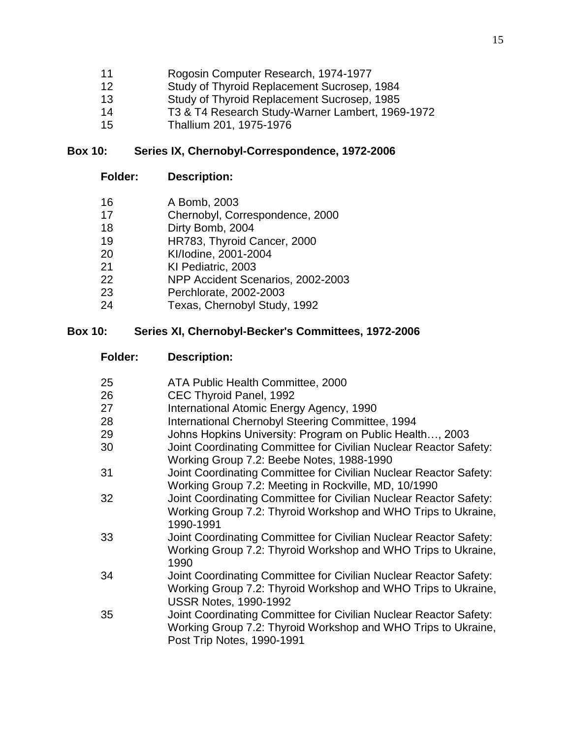| Folder | Description |
|---|---|
| 11 | Rogosin Computer Research, 1974-1977 |
| 12 | Study of Thyroid Replacement Sucrosep, 1984 |
| 13 | Study of Thyroid Replacement Sucrosep, 1985 |
| 14 | T3 & T4 Research Study-Warner Lambert, 1969-1972 |
| 15 | Thallium 201, 1975-1976 |

**Box 10: Series IX, Chernobyl-Correspondence, 1972-2006**

| Folder: | Description: |
|---|---|
| 16 | A Bomb, 2003 |
| 17 | Chernobyl, Correspondence, 2000 |
| 18 | Dirty Bomb, 2004 |
| 19 | HR783, Thyroid Cancer, 2000 |
| 20 | KI/Iodine, 2001-2004 |
| 21 | KI Pediatric, 2003 |
| 22 | NPP Accident Scenarios, 2002-2003 |
| 23 | Perchlorate, 2002-2003 |
| 24 | Texas, Chernobyl Study, 1992 |

**Box 10: Series XI, Chernobyl-Becker's Committees, 1972-2006**

| Folder: | Description: |
|---|---|
| 25 | ATA Public Health Committee, 2000 |
| 26 | CEC Thyroid Panel, 1992 |
| 27 | International Atomic Energy Agency, 1990 |
| 28 | International Chernobyl Steering Committee, 1994 |
| 29 | Johns Hopkins University: Program on Public Health…, 2003 |
| 30 | Joint Coordinating Committee for Civilian Nuclear Reactor Safety: Working Group 7.2: Beebe Notes, 1988-1990 |
| 31 | Joint Coordinating Committee for Civilian Nuclear Reactor Safety: Working Group 7.2: Meeting in Rockville, MD, 10/1990 |
| 32 | Joint Coordinating Committee for Civilian Nuclear Reactor Safety: Working Group 7.2: Thyroid Workshop and WHO Trips to Ukraine, 1990-1991 |
| 33 | Joint Coordinating Committee for Civilian Nuclear Reactor Safety: Working Group 7.2: Thyroid Workshop and WHO Trips to Ukraine, 1990 |
| 34 | Joint Coordinating Committee for Civilian Nuclear Reactor Safety: Working Group 7.2: Thyroid Workshop and WHO Trips to Ukraine, USSR Notes, 1990-1992 |
| 35 | Joint Coordinating Committee for Civilian Nuclear Reactor Safety: Working Group 7.2: Thyroid Workshop and WHO Trips to Ukraine, Post Trip Notes, 1990-1991 |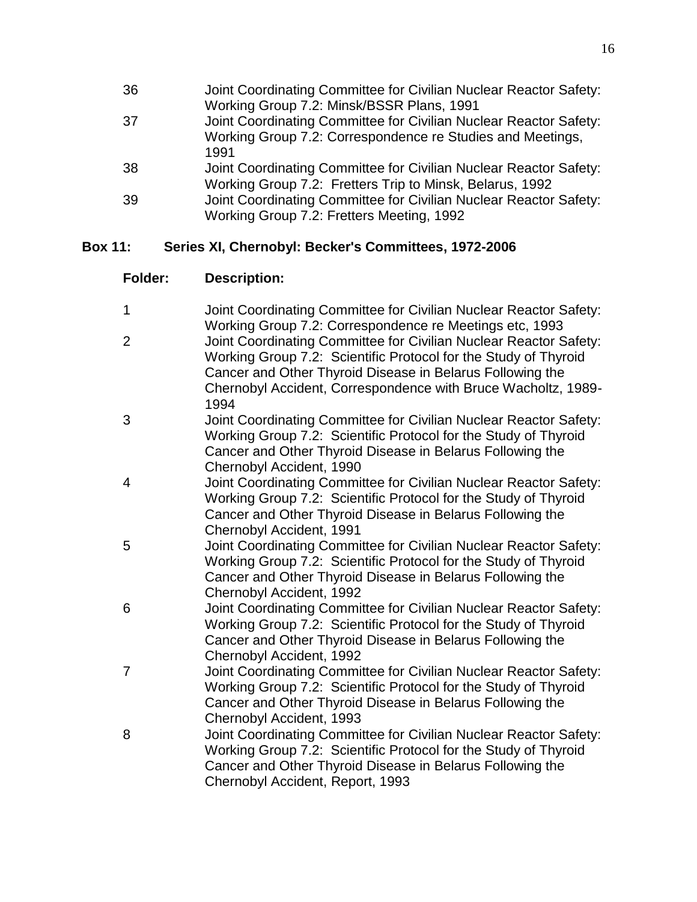| | |
|---|---|
| 36 | Joint Coordinating Committee for Civilian Nuclear Reactor Safety: Working Group 7.2: Minsk/BSSR Plans, 1991 |
| 37 | Joint Coordinating Committee for Civilian Nuclear Reactor Safety: Working Group 7.2: Correspondence re Studies and Meetings, 1991 |
| 38 | Joint Coordinating Committee for Civilian Nuclear Reactor Safety: Working Group 7.2: Fretters Trip to Minsk, Belarus, 1992 |
| 39 | Joint Coordinating Committee for Civilian Nuclear Reactor Safety: Working Group 7.2: Fretters Meeting, 1992 |

**Box 11: Series XI, Chernobyl: Becker's Committees, 1972-2006**

| **Folder:** | **Description:** |
|---|---|
| 1 | Joint Coordinating Committee for Civilian Nuclear Reactor Safety: Working Group 7.2: Correspondence re Meetings etc, 1993 |
| 2 | Joint Coordinating Committee for Civilian Nuclear Reactor Safety: Working Group 7.2: Scientific Protocol for the Study of Thyroid Cancer and Other Thyroid Disease in Belarus Following the Chernobyl Accident, Correspondence with Bruce Wacholtz, 1989-1994 |
| 3 | Joint Coordinating Committee for Civilian Nuclear Reactor Safety: Working Group 7.2: Scientific Protocol for the Study of Thyroid Cancer and Other Thyroid Disease in Belarus Following the Chernobyl Accident, 1990 |
| 4 | Joint Coordinating Committee for Civilian Nuclear Reactor Safety: Working Group 7.2: Scientific Protocol for the Study of Thyroid Cancer and Other Thyroid Disease in Belarus Following the Chernobyl Accident, 1991 |
| 5 | Joint Coordinating Committee for Civilian Nuclear Reactor Safety: Working Group 7.2: Scientific Protocol for the Study of Thyroid Cancer and Other Thyroid Disease in Belarus Following the Chernobyl Accident, 1992 |
| 6 | Joint Coordinating Committee for Civilian Nuclear Reactor Safety: Working Group 7.2: Scientific Protocol for the Study of Thyroid Cancer and Other Thyroid Disease in Belarus Following the Chernobyl Accident, 1992 |
| 7 | Joint Coordinating Committee for Civilian Nuclear Reactor Safety: Working Group 7.2: Scientific Protocol for the Study of Thyroid Cancer and Other Thyroid Disease in Belarus Following the Chernobyl Accident, 1993 |
| 8 | Joint Coordinating Committee for Civilian Nuclear Reactor Safety: Working Group 7.2: Scientific Protocol for the Study of Thyroid Cancer and Other Thyroid Disease in Belarus Following the Chernobyl Accident, Report, 1993 |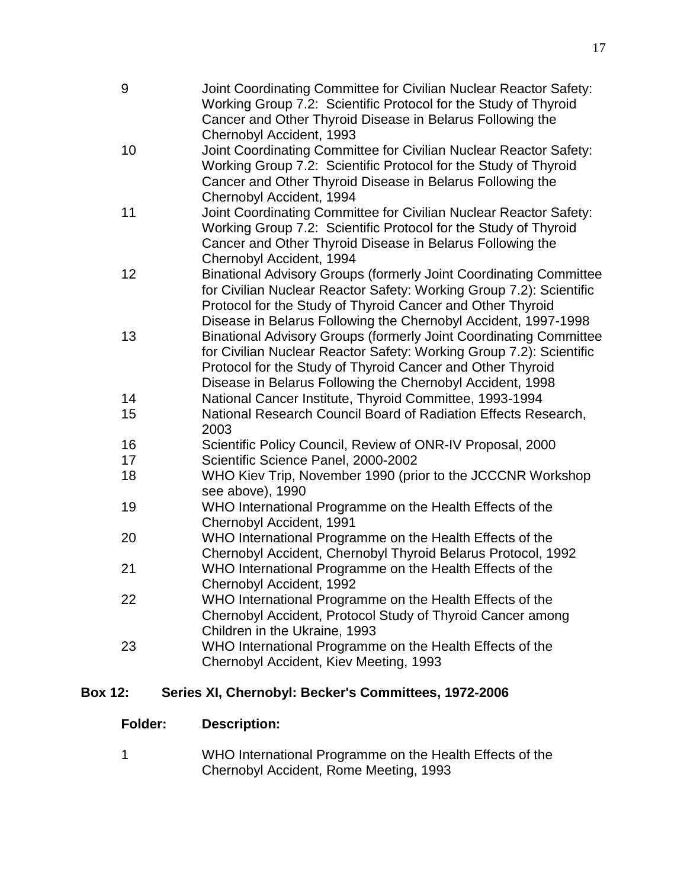| | |
|---|---|
| 9 | Joint Coordinating Committee for Civilian Nuclear Reactor Safety: Working Group 7.2: Scientific Protocol for the Study of Thyroid Cancer and Other Thyroid Disease in Belarus Following the Chernobyl Accident, 1993 |
| 10 | Joint Coordinating Committee for Civilian Nuclear Reactor Safety: Working Group 7.2: Scientific Protocol for the Study of Thyroid Cancer and Other Thyroid Disease in Belarus Following the Chernobyl Accident, 1994 |
| 11 | Joint Coordinating Committee for Civilian Nuclear Reactor Safety: Working Group 7.2: Scientific Protocol for the Study of Thyroid Cancer and Other Thyroid Disease in Belarus Following the Chernobyl Accident, 1994 |
| 12 | Binational Advisory Groups (formerly Joint Coordinating Committee for Civilian Nuclear Reactor Safety: Working Group 7.2): Scientific Protocol for the Study of Thyroid Cancer and Other Thyroid Disease in Belarus Following the Chernobyl Accident, 1997-1998 |
| 13 | Binational Advisory Groups (formerly Joint Coordinating Committee for Civilian Nuclear Reactor Safety: Working Group 7.2): Scientific Protocol for the Study of Thyroid Cancer and Other Thyroid Disease in Belarus Following the Chernobyl Accident, 1998 |
| 14 | National Cancer Institute, Thyroid Committee, 1993-1994 |
| 15 | National Research Council Board of Radiation Effects Research, 2003 |
| 16 | Scientific Policy Council, Review of ONR-IV Proposal, 2000 |
| 17 | Scientific Science Panel, 2000-2002 |
| 18 | WHO Kiev Trip, November 1990 (prior to the JCCCNR Workshop see above), 1990 |
| 19 | WHO International Programme on the Health Effects of the Chernobyl Accident, 1991 |
| 20 | WHO International Programme on the Health Effects of the Chernobyl Accident, Chernobyl Thyroid Belarus Protocol, 1992 |
| 21 | WHO International Programme on the Health Effects of the Chernobyl Accident, 1992 |
| 22 | WHO International Programme on the Health Effects of the Chernobyl Accident, Protocol Study of Thyroid Cancer among Children in the Ukraine, 1993 |
| 23 | WHO International Programme on the Health Effects of the Chernobyl Accident, Kiev Meeting, 1993 |

**Box 12: Series XI, Chernobyl: Becker's Committees, 1972-2006**

| **Folder:** | **Description:** |
|---|---|
| 1 | WHO International Programme on the Health Effects of the Chernobyl Accident, Rome Meeting, 1993 |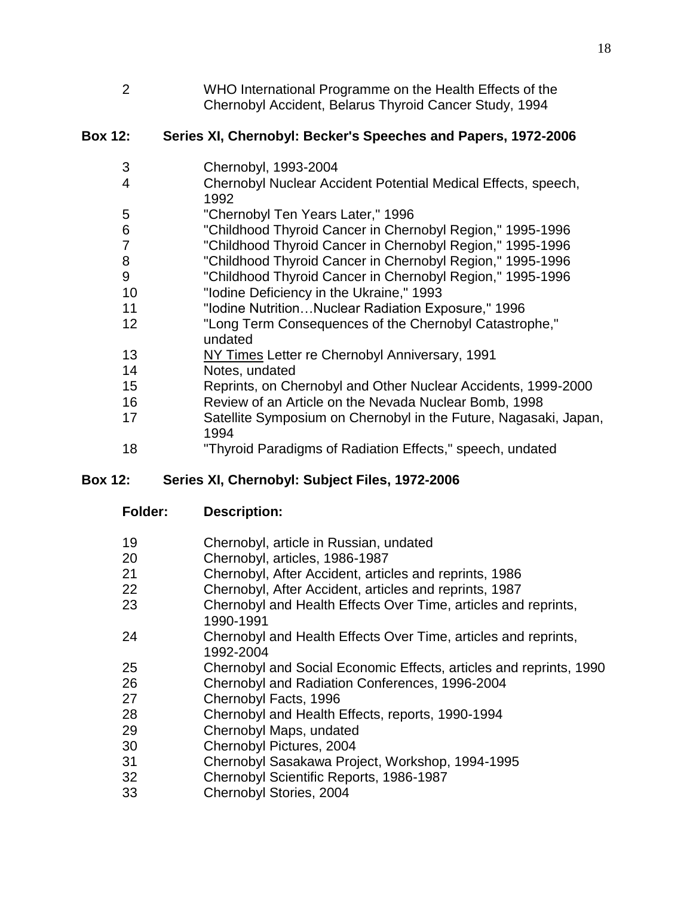| | |
|---|---|
| 2 | WHO International Programme on the Health Effects of the Chernobyl Accident, Belarus Thyroid Cancer Study, 1994 |

## Box 12: Series XI, Chernobyl: Becker's Speeches and Papers, 1972-2006

| | |
|---|---|
| 3 | Chernobyl, 1993-2004 |
| 4 | Chernobyl Nuclear Accident Potential Medical Effects, speech, 1992 |
| 5 | "Chernobyl Ten Years Later," 1996 |
| 6 | "Childhood Thyroid Cancer in Chernobyl Region," 1995-1996 |
| 7 | "Childhood Thyroid Cancer in Chernobyl Region," 1995-1996 |
| 8 | "Childhood Thyroid Cancer in Chernobyl Region," 1995-1996 |
| 9 | "Childhood Thyroid Cancer in Chernobyl Region," 1995-1996 |
| 10 | "Iodine Deficiency in the Ukraine," 1993 |
| 11 | "Iodine Nutrition…Nuclear Radiation Exposure," 1996 |
| 12 | "Long Term Consequences of the Chernobyl Catastrophe," undated |
| 13 | NY Times Letter re Chernobyl Anniversary, 1991 |
| 14 | Notes, undated |
| 15 | Reprints, on Chernobyl and Other Nuclear Accidents, 1999-2000 |
| 16 | Review of an Article on the Nevada Nuclear Bomb, 1998 |
| 17 | Satellite Symposium on Chernobyl in the Future, Nagasaki, Japan, 1994 |
| 18 | "Thyroid Paradigms of Radiation Effects," speech, undated |

## Box 12: Series XI, Chernobyl: Subject Files, 1972-2006

| Folder: | Description: |
|---|---|
| 19 | Chernobyl, article in Russian, undated |
| 20 | Chernobyl, articles, 1986-1987 |
| 21 | Chernobyl, After Accident, articles and reprints, 1986 |
| 22 | Chernobyl, After Accident, articles and reprints, 1987 |
| 23 | Chernobyl and Health Effects Over Time, articles and reprints, 1990-1991 |
| 24 | Chernobyl and Health Effects Over Time, articles and reprints, 1992-2004 |
| 25 | Chernobyl and Social Economic Effects, articles and reprints, 1990 |
| 26 | Chernobyl and Radiation Conferences, 1996-2004 |
| 27 | Chernobyl Facts, 1996 |
| 28 | Chernobyl and Health Effects, reports, 1990-1994 |
| 29 | Chernobyl Maps, undated |
| 30 | Chernobyl Pictures, 2004 |
| 31 | Chernobyl Sasakawa Project, Workshop, 1994-1995 |
| 32 | Chernobyl Scientific Reports, 1986-1987 |
| 33 | Chernobyl Stories, 2004 |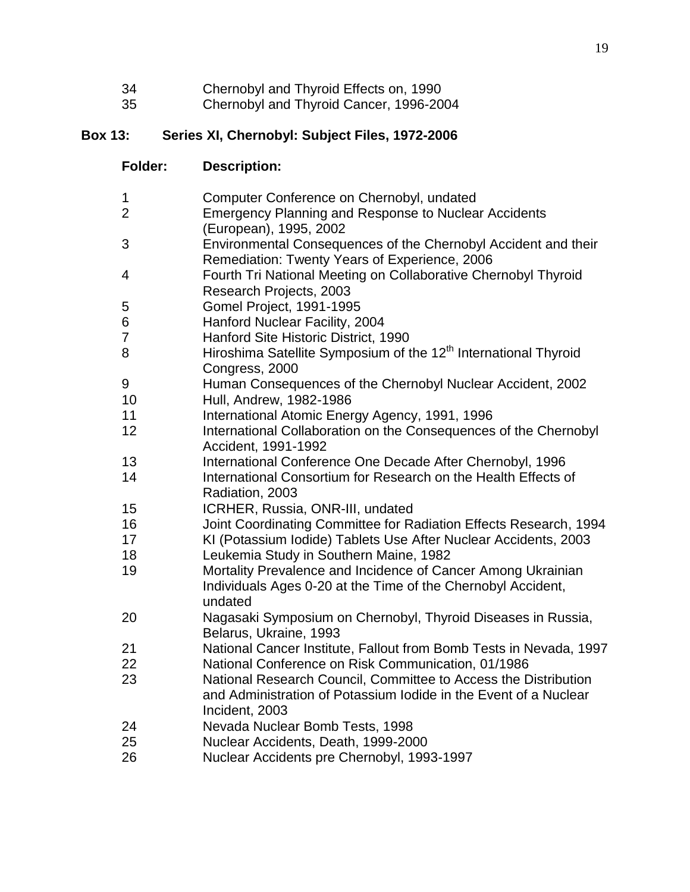| | |
|---|---|
| 34 | Chernobyl and Thyroid Effects on, 1990 |
| 35 | Chernobyl and Thyroid Cancer, 1996-2004 |

**Box 13: Series XI, Chernobyl: Subject Files, 1972-2006**

| **Folder:** | **Description:** |
|---|---|
| 1 | Computer Conference on Chernobyl, undated |
| 2 | Emergency Planning and Response to Nuclear Accidents (European), 1995, 2002 |
| 3 | Environmental Consequences of the Chernobyl Accident and their Remediation: Twenty Years of Experience, 2006 |
| 4 | Fourth Tri National Meeting on Collaborative Chernobyl Thyroid Research Projects, 2003 |
| 5 | Gomel Project, 1991-1995 |
| 6 | Hanford Nuclear Facility, 2004 |
| 7 | Hanford Site Historic District, 1990 |
| 8 | Hiroshima Satellite Symposium of the 12th International Thyroid Congress, 2000 |
| 9 | Human Consequences of the Chernobyl Nuclear Accident, 2002 |
| 10 | Hull, Andrew, 1982-1986 |
| 11 | International Atomic Energy Agency, 1991, 1996 |
| 12 | International Collaboration on the Consequences of the Chernobyl Accident, 1991-1992 |
| 13 | International Conference One Decade After Chernobyl, 1996 |
| 14 | International Consortium for Research on the Health Effects of Radiation, 2003 |
| 15 | ICRHER, Russia, ONR-III, undated |
| 16 | Joint Coordinating Committee for Radiation Effects Research, 1994 |
| 17 | KI (Potassium Iodide) Tablets Use After Nuclear Accidents, 2003 |
| 18 | Leukemia Study in Southern Maine, 1982 |
| 19 | Mortality Prevalence and Incidence of Cancer Among Ukrainian Individuals Ages 0-20 at the Time of the Chernobyl Accident, undated |
| 20 | Nagasaki Symposium on Chernobyl, Thyroid Diseases in Russia, Belarus, Ukraine, 1993 |
| 21 | National Cancer Institute, Fallout from Bomb Tests in Nevada, 1997 |
| 22 | National Conference on Risk Communication, 01/1986 |
| 23 | National Research Council, Committee to Access the Distribution and Administration of Potassium Iodide in the Event of a Nuclear Incident, 2003 |
| 24 | Nevada Nuclear Bomb Tests, 1998 |
| 25 | Nuclear Accidents, Death, 1999-2000 |
| 26 | Nuclear Accidents pre Chernobyl, 1993-1997 |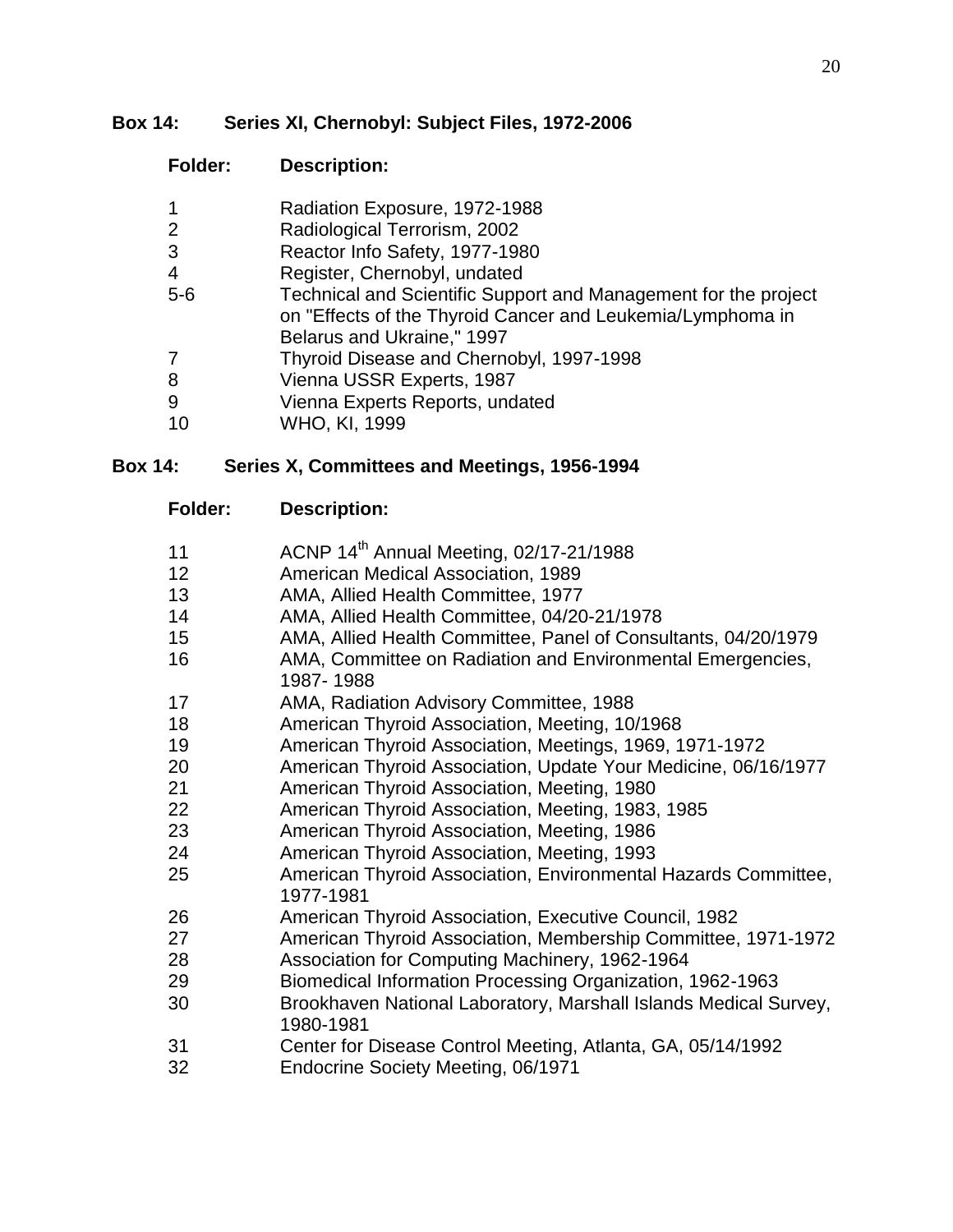## Box 14: Series XI, Chernobyl: Subject Files, 1972-2006

| Folder: | Description: |
|---|---|
| 1 | Radiation Exposure, 1972-1988 |
| 2 | Radiological Terrorism, 2002 |
| 3 | Reactor Info Safety, 1977-1980 |
| 4 | Register, Chernobyl, undated |
| 5-6 | Technical and Scientific Support and Management for the project on "Effects of the Thyroid Cancer and Leukemia/Lymphoma in Belarus and Ukraine," 1997 |
| 7 | Thyroid Disease and Chernobyl, 1997-1998 |
| 8 | Vienna USSR Experts, 1987 |
| 9 | Vienna Experts Reports, undated |
| 10 | WHO, KI, 1999 |

## Box 14: Series X, Committees and Meetings, 1956-1994

| Folder: | Description: |
|---|---|
| 11 | ACNP 14th Annual Meeting, 02/17-21/1988 |
| 12 | American Medical Association, 1989 |
| 13 | AMA, Allied Health Committee, 1977 |
| 14 | AMA, Allied Health Committee, 04/20-21/1978 |
| 15 | AMA, Allied Health Committee, Panel of Consultants, 04/20/1979 |
| 16 | AMA, Committee on Radiation and Environmental Emergencies, 1987- 1988 |
| 17 | AMA, Radiation Advisory Committee, 1988 |
| 18 | American Thyroid Association, Meeting, 10/1968 |
| 19 | American Thyroid Association, Meetings, 1969, 1971-1972 |
| 20 | American Thyroid Association, Update Your Medicine, 06/16/1977 |
| 21 | American Thyroid Association, Meeting, 1980 |
| 22 | American Thyroid Association, Meeting, 1983, 1985 |
| 23 | American Thyroid Association, Meeting, 1986 |
| 24 | American Thyroid Association, Meeting, 1993 |
| 25 | American Thyroid Association, Environmental Hazards Committee, 1977-1981 |
| 26 | American Thyroid Association, Executive Council, 1982 |
| 27 | American Thyroid Association, Membership Committee, 1971-1972 |
| 28 | Association for Computing Machinery, 1962-1964 |
| 29 | Biomedical Information Processing Organization, 1962-1963 |
| 30 | Brookhaven National Laboratory, Marshall Islands Medical Survey, 1980-1981 |
| 31 | Center for Disease Control Meeting, Atlanta, GA, 05/14/1992 |
| 32 | Endocrine Society Meeting, 06/1971 |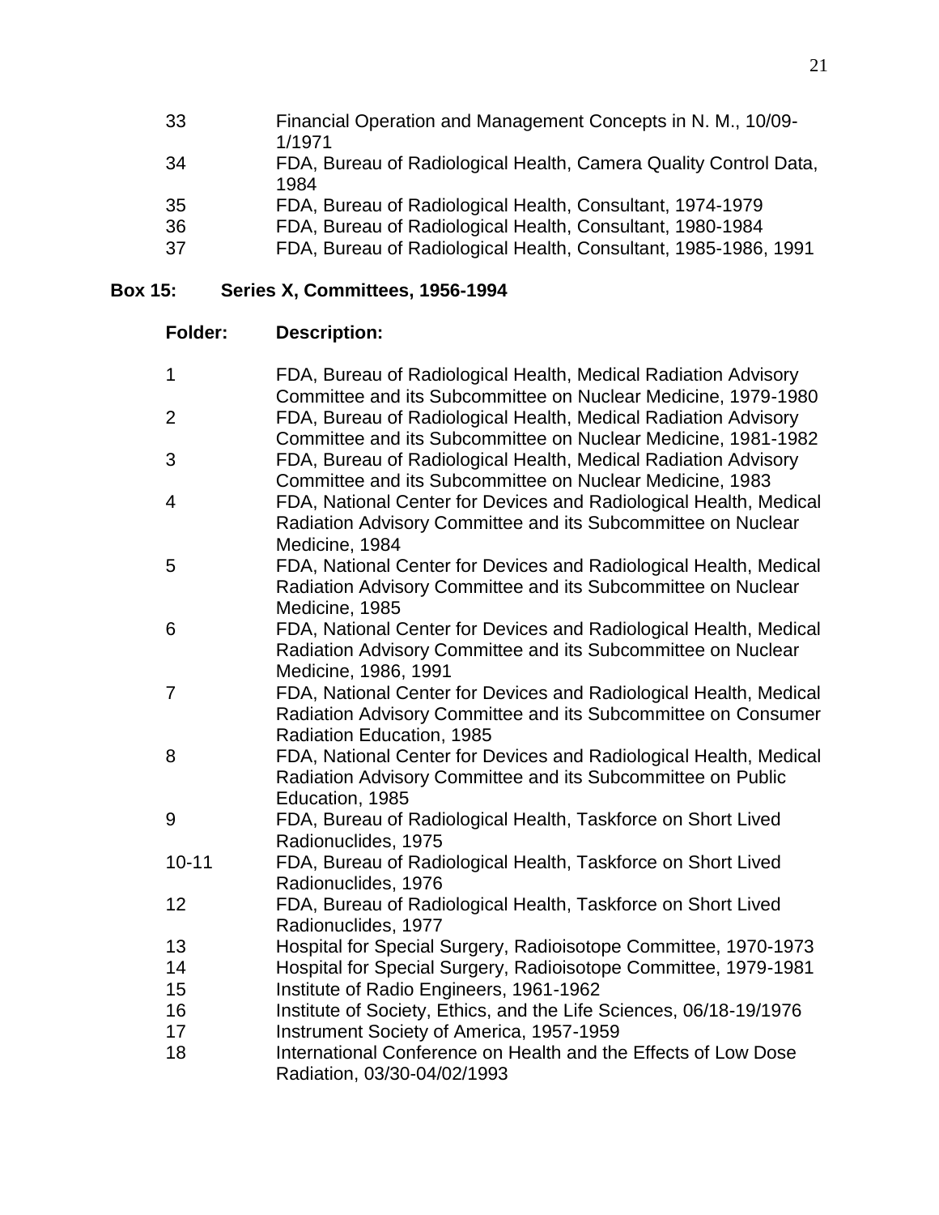| | |
|---|---|
| 33 | Financial Operation and Management Concepts in N. M., 10/09-1/1971 |
| 34 | FDA, Bureau of Radiological Health, Camera Quality Control Data, 1984 |
| 35 | FDA, Bureau of Radiological Health, Consultant, 1974-1979 |
| 36 | FDA, Bureau of Radiological Health, Consultant, 1980-1984 |
| 37 | FDA, Bureau of Radiological Health, Consultant, 1985-1986, 1991 |

**Box 15: Series X, Committees, 1956-1994**

| **Folder:** | **Description:** |
|---|---|
| 1 | FDA, Bureau of Radiological Health, Medical Radiation Advisory Committee and its Subcommittee on Nuclear Medicine, 1979-1980 |
| 2 | FDA, Bureau of Radiological Health, Medical Radiation Advisory Committee and its Subcommittee on Nuclear Medicine, 1981-1982 |
| 3 | FDA, Bureau of Radiological Health, Medical Radiation Advisory Committee and its Subcommittee on Nuclear Medicine, 1983 |
| 4 | FDA, National Center for Devices and Radiological Health, Medical Radiation Advisory Committee and its Subcommittee on Nuclear Medicine, 1984 |
| 5 | FDA, National Center for Devices and Radiological Health, Medical Radiation Advisory Committee and its Subcommittee on Nuclear Medicine, 1985 |
| 6 | FDA, National Center for Devices and Radiological Health, Medical Radiation Advisory Committee and its Subcommittee on Nuclear Medicine, 1986, 1991 |
| 7 | FDA, National Center for Devices and Radiological Health, Medical Radiation Advisory Committee and its Subcommittee on Consumer Radiation Education, 1985 |
| 8 | FDA, National Center for Devices and Radiological Health, Medical Radiation Advisory Committee and its Subcommittee on Public Education, 1985 |
| 9 | FDA, Bureau of Radiological Health, Taskforce on Short Lived Radionuclides, 1975 |
| 10-11 | FDA, Bureau of Radiological Health, Taskforce on Short Lived Radionuclides, 1976 |
| 12 | FDA, Bureau of Radiological Health, Taskforce on Short Lived Radionuclides, 1977 |
| 13 | Hospital for Special Surgery, Radioisotope Committee, 1970-1973 |
| 14 | Hospital for Special Surgery, Radioisotope Committee, 1979-1981 |
| 15 | Institute of Radio Engineers, 1961-1962 |
| 16 | Institute of Society, Ethics, and the Life Sciences, 06/18-19/1976 |
| 17 | Instrument Society of America, 1957-1959 |
| 18 | International Conference on Health and the Effects of Low Dose Radiation, 03/30-04/02/1993 |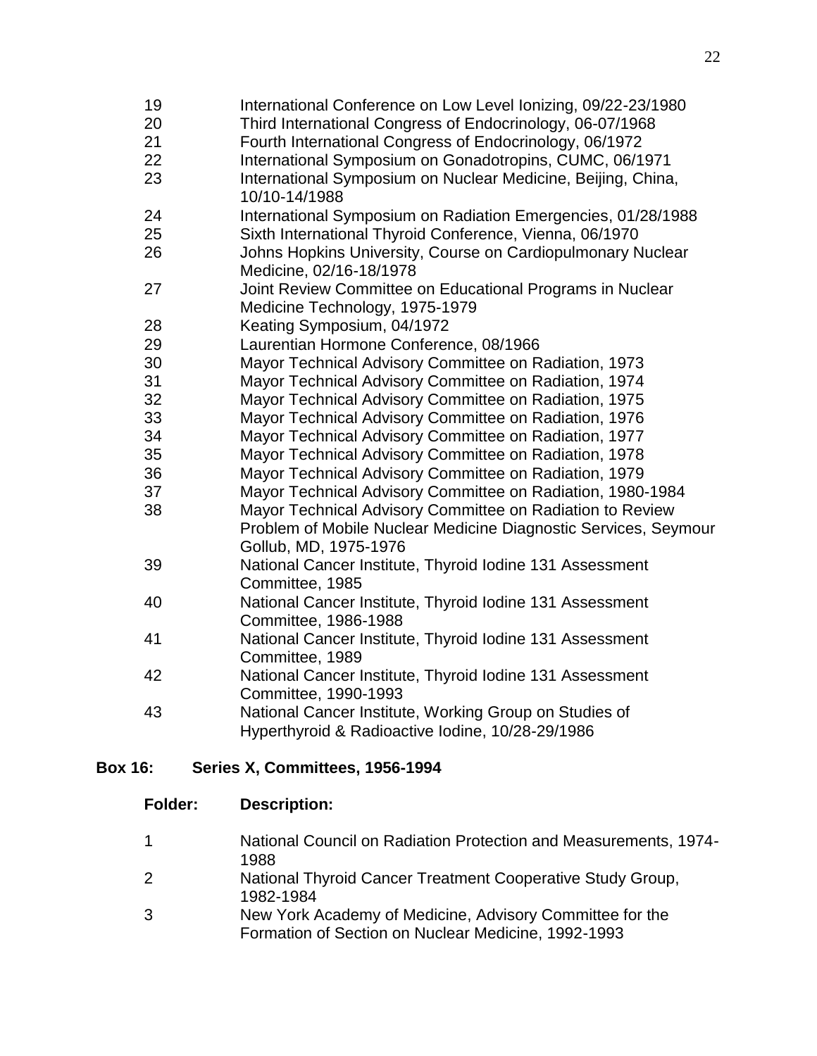| Folder: | Description: |
|---|---|
| 19 | International Conference on Low Level Ionizing, 09/22-23/1980 |
| 20 | Third International Congress of Endocrinology, 06-07/1968 |
| 21 | Fourth International Congress of Endocrinology, 06/1972 |
| 22 | International Symposium on Gonadotropins, CUMC, 06/1971 |
| 23 | International Symposium on Nuclear Medicine, Beijing, China, 10/10-14/1988 |
| 24 | International Symposium on Radiation Emergencies, 01/28/1988 |
| 25 | Sixth International Thyroid Conference, Vienna, 06/1970 |
| 26 | Johns Hopkins University, Course on Cardiopulmonary Nuclear Medicine, 02/16-18/1978 |
| 27 | Joint Review Committee on Educational Programs in Nuclear Medicine Technology, 1975-1979 |
| 28 | Keating Symposium, 04/1972 |
| 29 | Laurentian Hormone Conference, 08/1966 |
| 30 | Mayor Technical Advisory Committee on Radiation, 1973 |
| 31 | Mayor Technical Advisory Committee on Radiation, 1974 |
| 32 | Mayor Technical Advisory Committee on Radiation, 1975 |
| 33 | Mayor Technical Advisory Committee on Radiation, 1976 |
| 34 | Mayor Technical Advisory Committee on Radiation, 1977 |
| 35 | Mayor Technical Advisory Committee on Radiation, 1978 |
| 36 | Mayor Technical Advisory Committee on Radiation, 1979 |
| 37 | Mayor Technical Advisory Committee on Radiation, 1980-1984 |
| 38 | Mayor Technical Advisory Committee on Radiation to Review Problem of Mobile Nuclear Medicine Diagnostic Services, Seymour Gollub, MD, 1975-1976 |
| 39 | National Cancer Institute, Thyroid Iodine 131 Assessment Committee, 1985 |
| 40 | National Cancer Institute, Thyroid Iodine 131 Assessment Committee, 1986-1988 |
| 41 | National Cancer Institute, Thyroid Iodine 131 Assessment Committee, 1989 |
| 42 | National Cancer Institute, Thyroid Iodine 131 Assessment Committee, 1990-1993 |
| 43 | National Cancer Institute, Working Group on Studies of Hyperthyroid & Radioactive Iodine, 10/28-29/1986 |

**Box 16: Series X, Committees, 1956-1994**

| Folder: | Description: |
|---|---|
| 1 | National Council on Radiation Protection and Measurements, 1974-1988 |
| 2 | National Thyroid Cancer Treatment Cooperative Study Group, 1982-1984 |
| 3 | New York Academy of Medicine, Advisory Committee for the Formation of Section on Nuclear Medicine, 1992-1993 |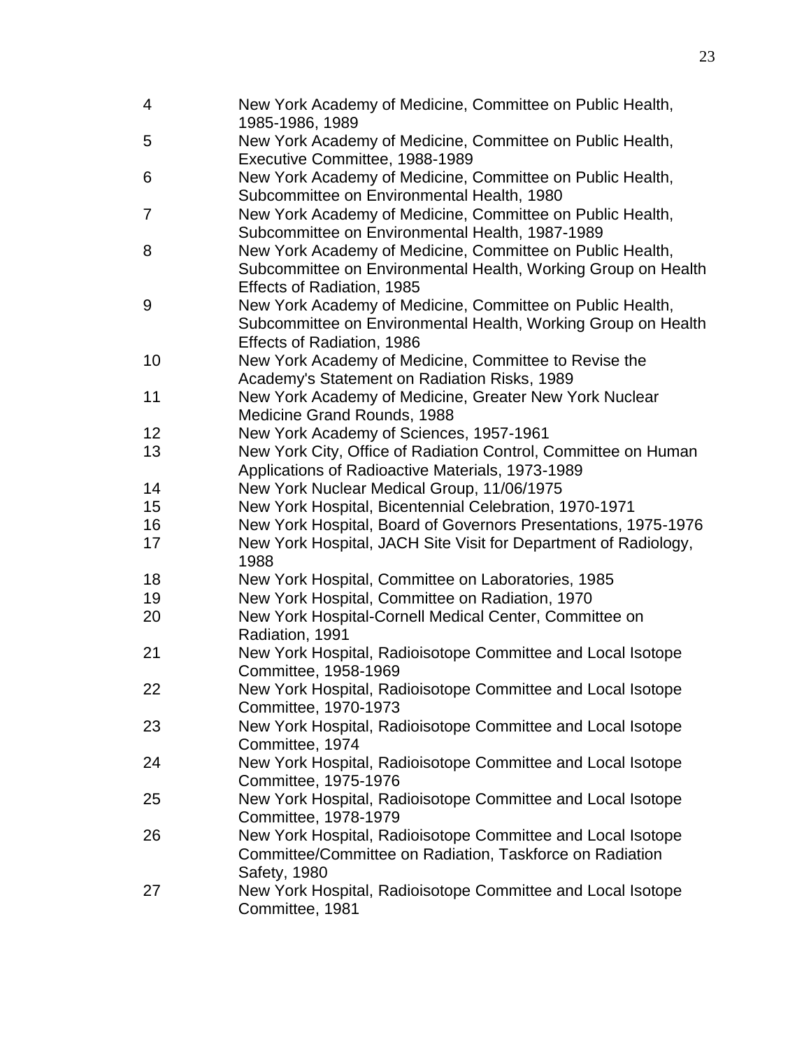| | |
|---|---|
| 4 | New York Academy of Medicine, Committee on Public Health, 1985-1986, 1989 |
| 5 | New York Academy of Medicine, Committee on Public Health, Executive Committee, 1988-1989 |
| 6 | New York Academy of Medicine, Committee on Public Health, Subcommittee on Environmental Health, 1980 |
| 7 | New York Academy of Medicine, Committee on Public Health, Subcommittee on Environmental Health, 1987-1989 |
| 8 | New York Academy of Medicine, Committee on Public Health, Subcommittee on Environmental Health, Working Group on Health Effects of Radiation, 1985 |
| 9 | New York Academy of Medicine, Committee on Public Health, Subcommittee on Environmental Health, Working Group on Health Effects of Radiation, 1986 |
| 10 | New York Academy of Medicine, Committee to Revise the Academy's Statement on Radiation Risks, 1989 |
| 11 | New York Academy of Medicine, Greater New York Nuclear Medicine Grand Rounds, 1988 |
| 12 | New York Academy of Sciences, 1957-1961 |
| 13 | New York City, Office of Radiation Control, Committee on Human Applications of Radioactive Materials, 1973-1989 |
| 14 | New York Nuclear Medical Group, 11/06/1975 |
| 15 | New York Hospital, Bicentennial Celebration, 1970-1971 |
| 16 | New York Hospital, Board of Governors Presentations, 1975-1976 |
| 17 | New York Hospital, JACH Site Visit for Department of Radiology, 1988 |
| 18 | New York Hospital, Committee on Laboratories, 1985 |
| 19 | New York Hospital, Committee on Radiation, 1970 |
| 20 | New York Hospital-Cornell Medical Center, Committee on Radiation, 1991 |
| 21 | New York Hospital, Radioisotope Committee and Local Isotope Committee, 1958-1969 |
| 22 | New York Hospital, Radioisotope Committee and Local Isotope Committee, 1970-1973 |
| 23 | New York Hospital, Radioisotope Committee and Local Isotope Committee, 1974 |
| 24 | New York Hospital, Radioisotope Committee and Local Isotope Committee, 1975-1976 |
| 25 | New York Hospital, Radioisotope Committee and Local Isotope Committee, 1978-1979 |
| 26 | New York Hospital, Radioisotope Committee and Local Isotope Committee/Committee on Radiation, Taskforce on Radiation Safety, 1980 |
| 27 | New York Hospital, Radioisotope Committee and Local Isotope Committee, 1981 |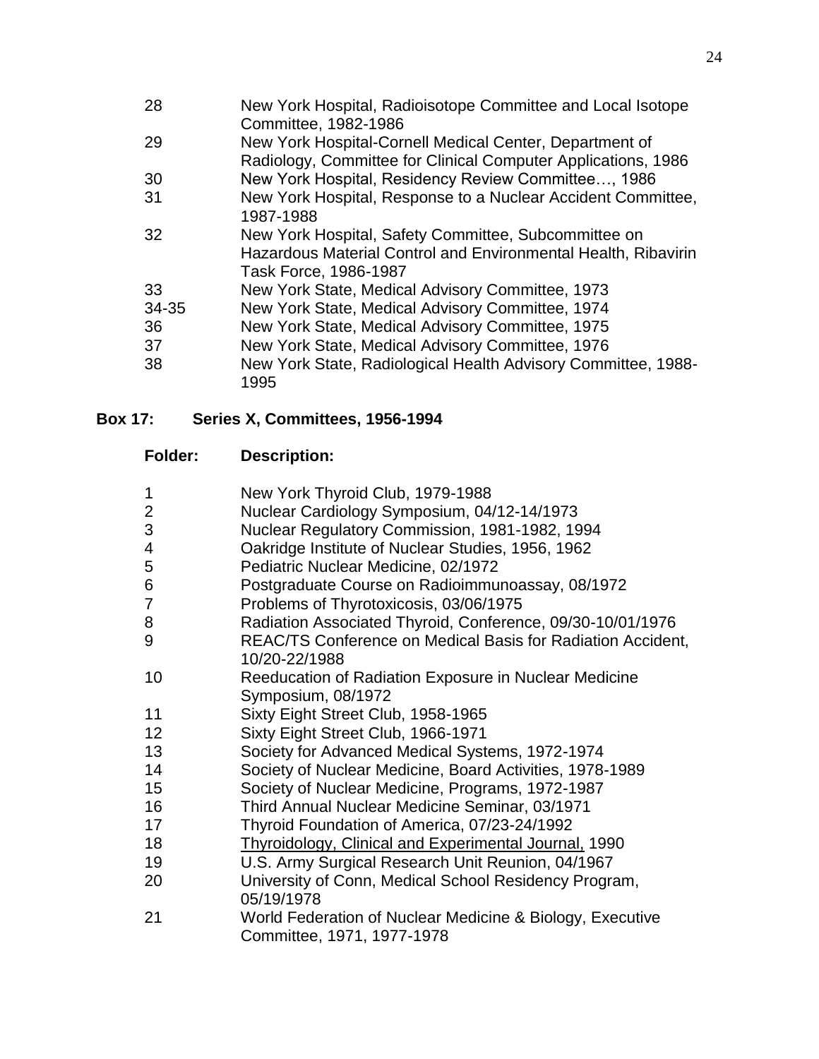| Folder: | Description: |
| --- | --- |
| 28 | New York Hospital, Radioisotope Committee and Local Isotope Committee, 1982-1986 |
| 29 | New York Hospital-Cornell Medical Center, Department of Radiology, Committee for Clinical Computer Applications, 1986 |
| 30 | New York Hospital, Residency Review Committee…, 1986 |
| 31 | New York Hospital, Response to a Nuclear Accident Committee, 1987-1988 |
| 32 | New York Hospital, Safety Committee, Subcommittee on Hazardous Material Control and Environmental Health, Ribavirin Task Force, 1986-1987 |
| 33 | New York State, Medical Advisory Committee, 1973 |
| 34-35 | New York State, Medical Advisory Committee, 1974 |
| 36 | New York State, Medical Advisory Committee, 1975 |
| 37 | New York State, Medical Advisory Committee, 1976 |
| 38 | New York State, Radiological Health Advisory Committee, 1988-1995 |

**Box 17: Series X, Committees, 1956-1994**

| Folder: | Description: |
| --- | --- |
| 1 | New York Thyroid Club, 1979-1988 |
| 2 | Nuclear Cardiology Symposium, 04/12-14/1973 |
| 3 | Nuclear Regulatory Commission, 1981-1982, 1994 |
| 4 | Oakridge Institute of Nuclear Studies, 1956, 1962 |
| 5 | Pediatric Nuclear Medicine, 02/1972 |
| 6 | Postgraduate Course on Radioimmunoassay, 08/1972 |
| 7 | Problems of Thyrotoxicosis, 03/06/1975 |
| 8 | Radiation Associated Thyroid, Conference, 09/30-10/01/1976 |
| 9 | REAC/TS Conference on Medical Basis for Radiation Accident, 10/20-22/1988 |
| 10 | Reeducation of Radiation Exposure in Nuclear Medicine Symposium, 08/1972 |
| 11 | Sixty Eight Street Club, 1958-1965 |
| 12 | Sixty Eight Street Club, 1966-1971 |
| 13 | Society for Advanced Medical Systems, 1972-1974 |
| 14 | Society of Nuclear Medicine, Board Activities, 1978-1989 |
| 15 | Society of Nuclear Medicine, Programs, 1972-1987 |
| 16 | Third Annual Nuclear Medicine Seminar, 03/1971 |
| 17 | Thyroid Foundation of America, 07/23-24/1992 |
| 18 | <u>Thyroidology, Clinical and Experimental Journal,</u> 1990 |
| 19 | U.S. Army Surgical Research Unit Reunion, 04/1967 |
| 20 | University of Conn, Medical School Residency Program, 05/19/1978 |
| 21 | World Federation of Nuclear Medicine & Biology, Executive Committee, 1971, 1977-1978 |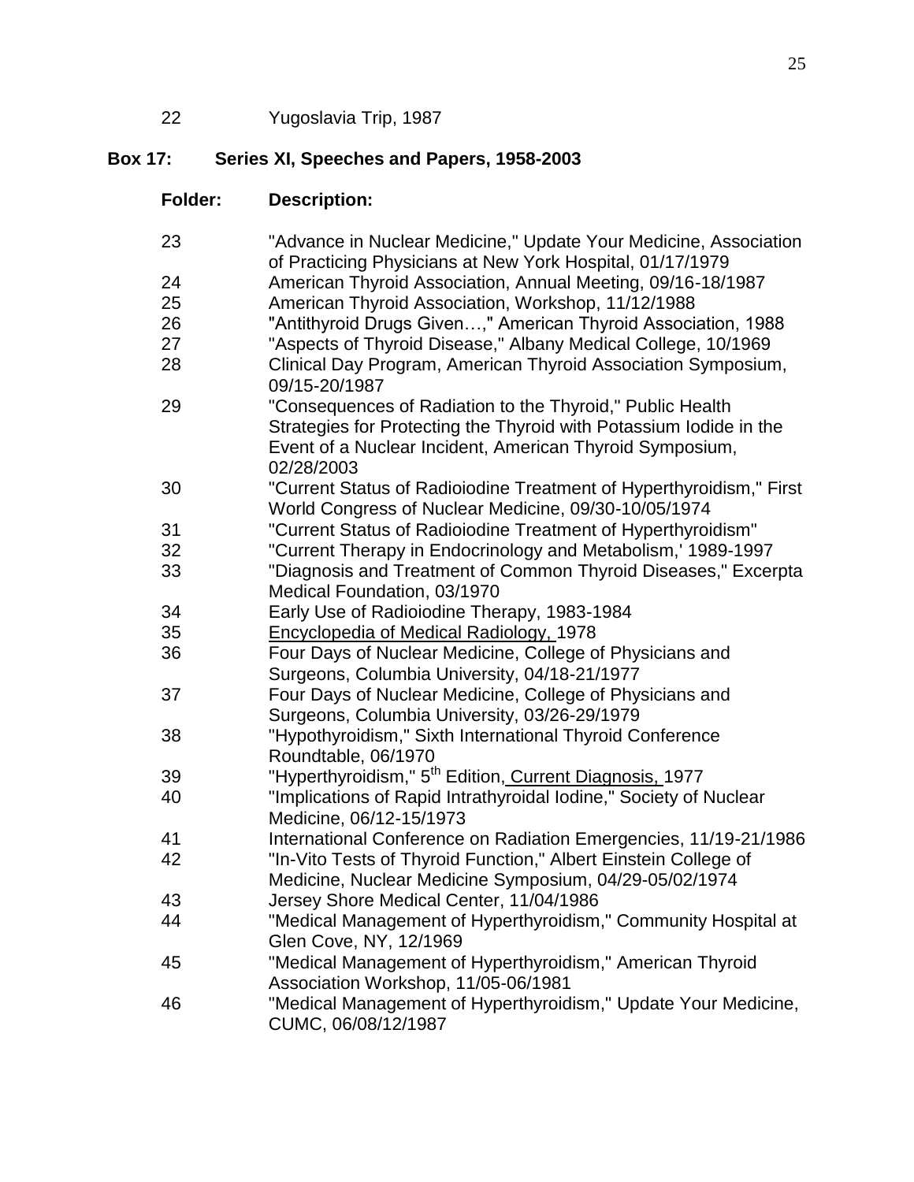| | |
|---|---|
| 22 | Yugoslavia Trip, 1987 |

**Box 17: Series XI, Speeches and Papers, 1958-2003**

| **Folder:** | **Description:** |
|---|---|
| 23 | "Advance in Nuclear Medicine," Update Your Medicine, Association of Practicing Physicians at New York Hospital, 01/17/1979 |
| 24 | American Thyroid Association, Annual Meeting, 09/16-18/1987 |
| 25 | American Thyroid Association, Workshop, 11/12/1988 |
| 26 | "Antithyroid Drugs Given…," American Thyroid Association, 1988 |
| 27 | "Aspects of Thyroid Disease," Albany Medical College, 10/1969 |
| 28 | Clinical Day Program, American Thyroid Association Symposium, 09/15-20/1987 |
| 29 | "Consequences of Radiation to the Thyroid," Public Health Strategies for Protecting the Thyroid with Potassium Iodide in the Event of a Nuclear Incident, American Thyroid Symposium, 02/28/2003 |
| 30 | "Current Status of Radioiodine Treatment of Hyperthyroidism," First World Congress of Nuclear Medicine, 09/30-10/05/1974 |
| 31 | "Current Status of Radioiodine Treatment of Hyperthyroidism" |
| 32 | "Current Therapy in Endocrinology and Metabolism,' 1989-1997 |
| 33 | "Diagnosis and Treatment of Common Thyroid Diseases," Excerpta Medical Foundation, 03/1970 |
| 34 | Early Use of Radioiodine Therapy, 1983-1984 |
| 35 | Encyclopedia of Medical Radiology, 1978 |
| 36 | Four Days of Nuclear Medicine, College of Physicians and Surgeons, Columbia University, 04/18-21/1977 |
| 37 | Four Days of Nuclear Medicine, College of Physicians and Surgeons, Columbia University, 03/26-29/1979 |
| 38 | "Hypothyroidism," Sixth International Thyroid Conference Roundtable, 06/1970 |
| 39 | "Hyperthyroidism," 5th Edition, Current Diagnosis, 1977 |
| 40 | "Implications of Rapid Intrathyroidal Iodine," Society of Nuclear Medicine, 06/12-15/1973 |
| 41 | International Conference on Radiation Emergencies, 11/19-21/1986 |
| 42 | "In-Vito Tests of Thyroid Function," Albert Einstein College of Medicine, Nuclear Medicine Symposium, 04/29-05/02/1974 |
| 43 | Jersey Shore Medical Center, 11/04/1986 |
| 44 | "Medical Management of Hyperthyroidism," Community Hospital at Glen Cove, NY, 12/1969 |
| 45 | "Medical Management of Hyperthyroidism," American Thyroid Association Workshop, 11/05-06/1981 |
| 46 | "Medical Management of Hyperthyroidism," Update Your Medicine, CUMC, 06/08/12/1987 |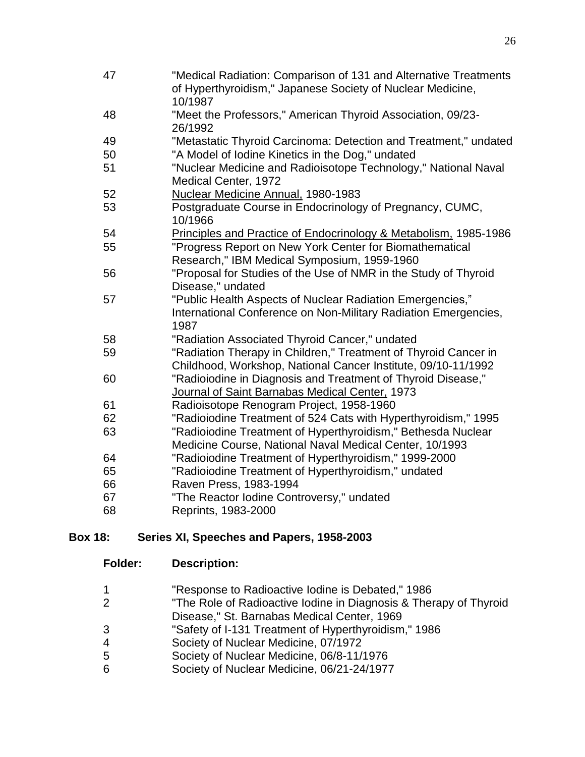| | |
|---|---|
| 47 | "Medical Radiation: Comparison of 131 and Alternative Treatments of Hyperthyroidism," Japanese Society of Nuclear Medicine, 10/1987 |
| 48 | "Meet the Professors," American Thyroid Association, 09/23-26/1992 |
| 49 | "Metastatic Thyroid Carcinoma: Detection and Treatment," undated |
| 50 | "A Model of Iodine Kinetics in the Dog," undated |
| 51 | "Nuclear Medicine and Radioisotope Technology," National Naval Medical Center, 1972 |
| 52 | <u>Nuclear Medicine Annual,</u> 1980-1983 |
| 53 | Postgraduate Course in Endocrinology of Pregnancy, CUMC, 10/1966 |
| 54 | <u>Principles and Practice of Endocrinology & Metabolism,</u> 1985-1986 |
| 55 | "Progress Report on New York Center for Biomathematical Research," IBM Medical Symposium, 1959-1960 |
| 56 | "Proposal for Studies of the Use of NMR in the Study of Thyroid Disease," undated |
| 57 | "Public Health Aspects of Nuclear Radiation Emergencies," International Conference on Non-Military Radiation Emergencies, 1987 |
| 58 | "Radiation Associated Thyroid Cancer," undated |
| 59 | "Radiation Therapy in Children," Treatment of Thyroid Cancer in Childhood, Workshop, National Cancer Institute, 09/10-11/1992 |
| 60 | "Radioiodine in Diagnosis and Treatment of Thyroid Disease," <u>Journal of Saint Barnabas Medical Center,</u> 1973 |
| 61 | Radioisotope Renogram Project, 1958-1960 |
| 62 | "Radioiodine Treatment of 524 Cats with Hyperthyroidism," 1995 |
| 63 | "Radioiodine Treatment of Hyperthyroidism," Bethesda Nuclear Medicine Course, National Naval Medical Center, 10/1993 |
| 64 | "Radioiodine Treatment of Hyperthyroidism," 1999-2000 |
| 65 | "Radioiodine Treatment of Hyperthyroidism," undated |
| 66 | Raven Press, 1983-1994 |
| 67 | "The Reactor Iodine Controversy," undated |
| 68 | Reprints, 1983-2000 |

**Box 18: Series XI, Speeches and Papers, 1958-2003**

| **Folder:** | **Description:** |
|---|---|
| 1 | "Response to Radioactive Iodine is Debated," 1986 |
| 2 | "The Role of Radioactive Iodine in Diagnosis & Therapy of Thyroid Disease," St. Barnabas Medical Center, 1969 |
| 3 | "Safety of I-131 Treatment of Hyperthyroidism," 1986 |
| 4 | Society of Nuclear Medicine, 07/1972 |
| 5 | Society of Nuclear Medicine, 06/8-11/1976 |
| 6 | Society of Nuclear Medicine, 06/21-24/1977 |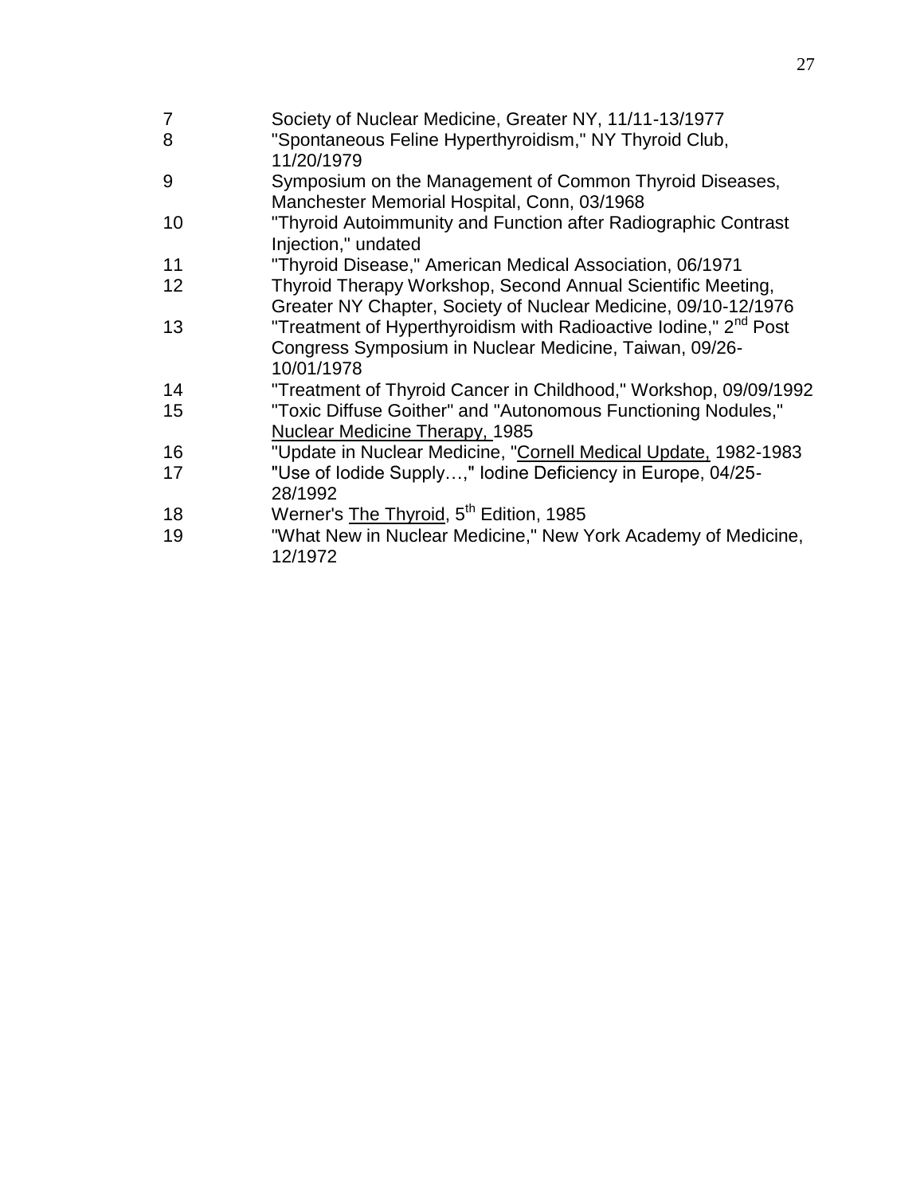| | |
|---|---|
| 7 | Society of Nuclear Medicine, Greater NY, 11/11-13/1977 |
| 8 | "Spontaneous Feline Hyperthyroidism," NY Thyroid Club, 11/20/1979 |
| 9 | Symposium on the Management of Common Thyroid Diseases, Manchester Memorial Hospital, Conn, 03/1968 |
| 10 | "Thyroid Autoimmunity and Function after Radiographic Contrast Injection," undated |
| 11 | "Thyroid Disease," American Medical Association, 06/1971 |
| 12 | Thyroid Therapy Workshop, Second Annual Scientific Meeting, Greater NY Chapter, Society of Nuclear Medicine, 09/10-12/1976 |
| 13 | "Treatment of Hyperthyroidism with Radioactive Iodine," 2nd Post Congress Symposium in Nuclear Medicine, Taiwan, 09/26-10/01/1978 |
| 14 | "Treatment of Thyroid Cancer in Childhood," Workshop, 09/09/1992 |
| 15 | "Toxic Diffuse Goither" and "Autonomous Functioning Nodules," Nuclear Medicine Therapy, 1985 |
| 16 | "Update in Nuclear Medicine, "Cornell Medical Update, 1982-1983 |
| 17 | "Use of Iodide Supply…," Iodine Deficiency in Europe, 04/25-28/1992 |
| 18 | Werner's The Thyroid, 5th Edition, 1985 |
| 19 | "What New in Nuclear Medicine," New York Academy of Medicine, 12/1972 |